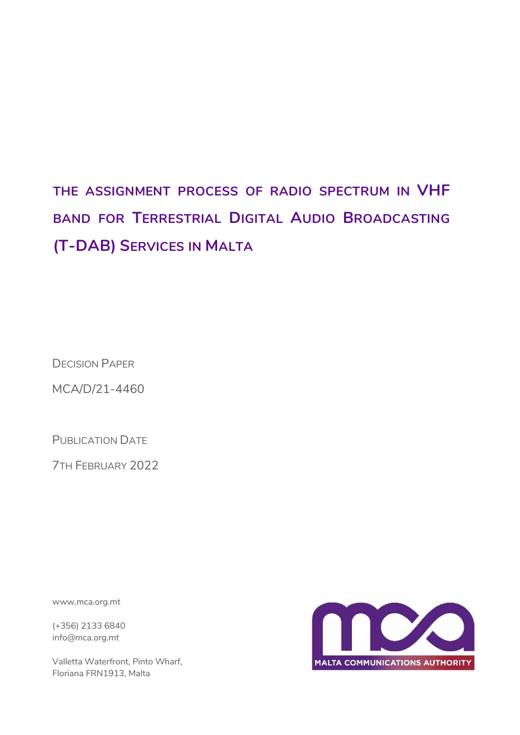# THE ASSIGNMENT PROCESS OF RADIO SPECTRUM IN VHF BAND FOR TERRESTRIAL DIGITAL AUDIO BROADCASTING (T-DAB) SERVICES IN MALTA

DECISION PAPER

MCA/D/21-4460

PUBLICATION DATE

7TH FEBRUARY 2022

www.mca.org.mt

(+356) 2133 6840
info@mca.org.mt

Valletta Waterfront, Pinto Wharf,
Floriana FRN1913, Malta

MALTA COMMUNICATIONS AUTHORITY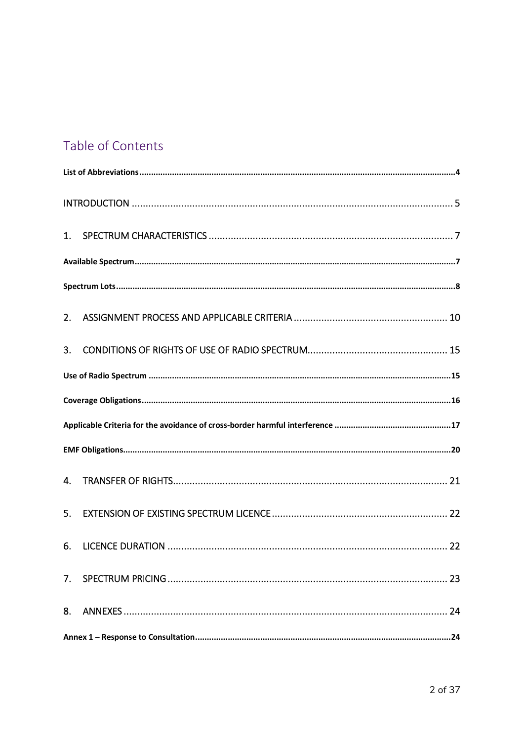# Table of Contents

**List of Abbreviations**......................................................................................4

INTRODUCTION ..................................................................................................5

1. SPECTRUM CHARACTERISTICS ..........................................................................7

**Available Spectrum**..........................................................................................7

**Spectrum Lots**..................................................................................................8

2. ASSIGNMENT PROCESS AND APPLICABLE CRITERIA ........................................10

3. CONDITIONS OF RIGHTS OF USE OF RADIO SPECTRUM...................................15

**Use of Radio Spectrum** ...................................................................................15

**Coverage Obligations**......................................................................................16

**Applicable Criteria for the avoidance of cross-border harmful interference** .................17

**EMF Obligations**..............................................................................................20

4. TRANSFER OF RIGHTS.....................................................................................21

5. EXTENSION OF EXISTING SPECTRUM LICENCE ................................................22

6. LICENCE DURATION .......................................................................................22

7. SPECTRUM PRICING ........................................................................................23

8. ANNEXES ........................................................................................................24

**Annex 1 – Response to Consultation**.................................................................24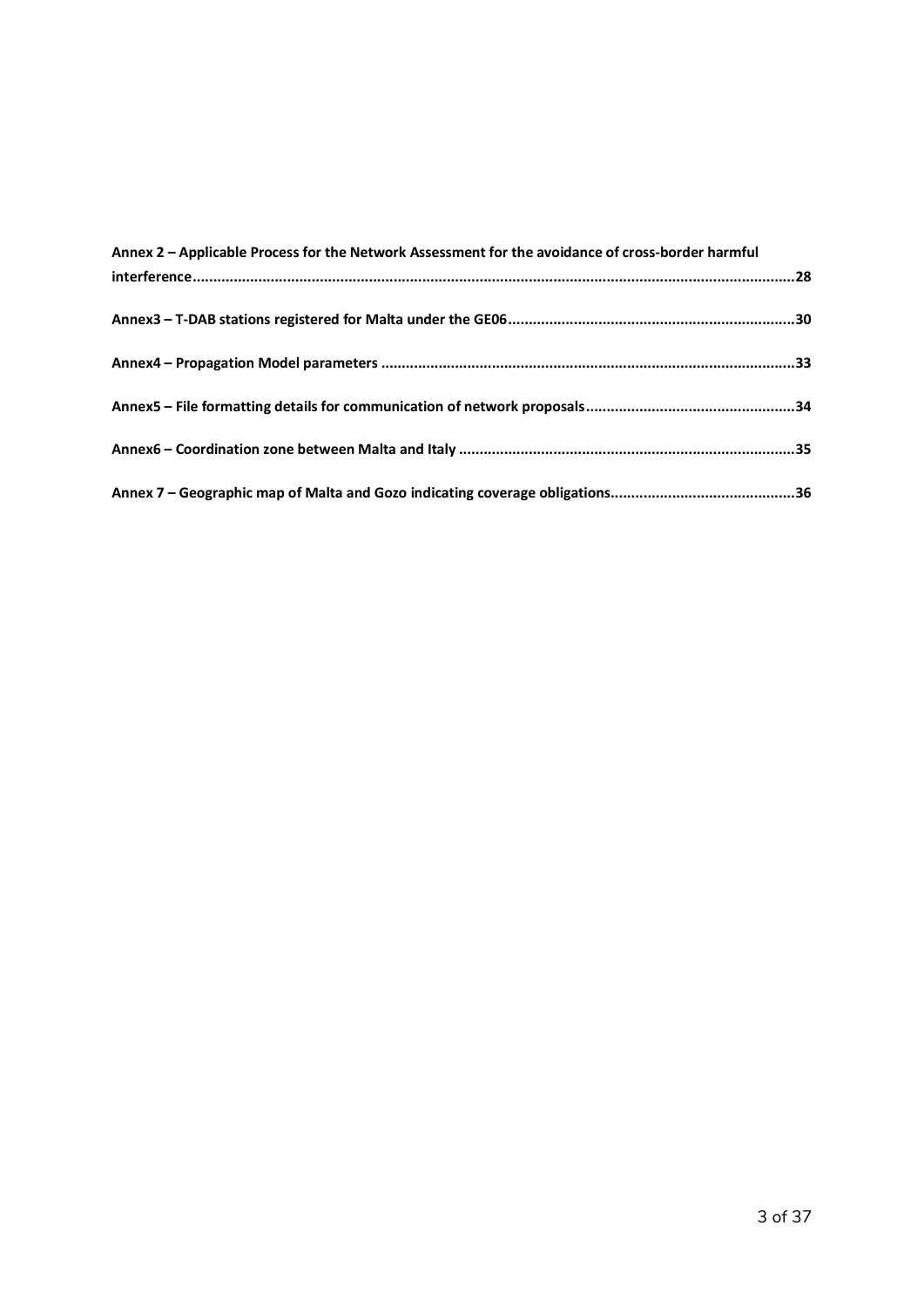**Annex 2 – Applicable Process for the Network Assessment for the avoidance of cross-border harmful interference.....28**

**Annex3 – T-DAB stations registered for Malta under the GE06.....30**

**Annex4 – Propagation Model parameters.....33**

**Annex5 – File formatting details for communication of network proposals.....34**

**Annex6 – Coordination zone between Malta and Italy.....35**

**Annex 7 – Geographic map of Malta and Gozo indicating coverage obligations.....36**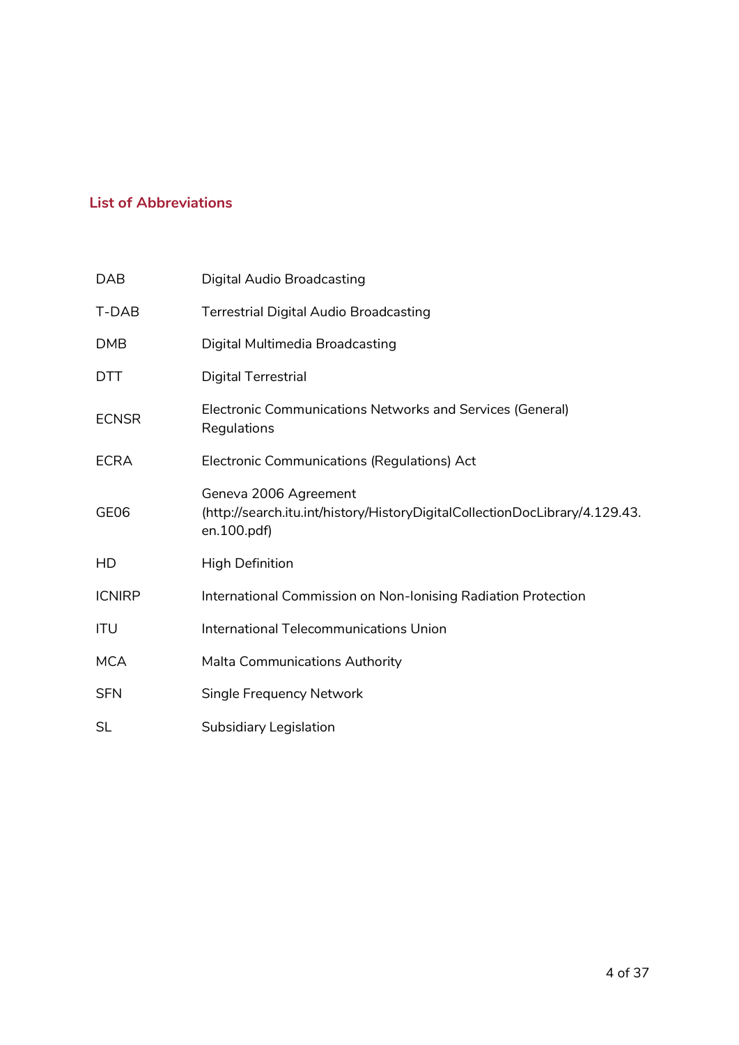## List of Abbreviations

| | |
|---|---|
| DAB | Digital Audio Broadcasting |
| T-DAB | Terrestrial Digital Audio Broadcasting |
| DMB | Digital Multimedia Broadcasting |
| DTT | Digital Terrestrial |
| ECNSR | Electronic Communications Networks and Services (General) Regulations |
| ECRA | Electronic Communications (Regulations) Act |
| GE06 | Geneva 2006 Agreement (http://search.itu.int/history/HistoryDigitalCollectionDocLibrary/4.129.43.en.100.pdf) |
| HD | High Definition |
| ICNIRP | International Commission on Non-Ionising Radiation Protection |
| ITU | International Telecommunications Union |
| MCA | Malta Communications Authority |
| SFN | Single Frequency Network |
| SL | Subsidiary Legislation |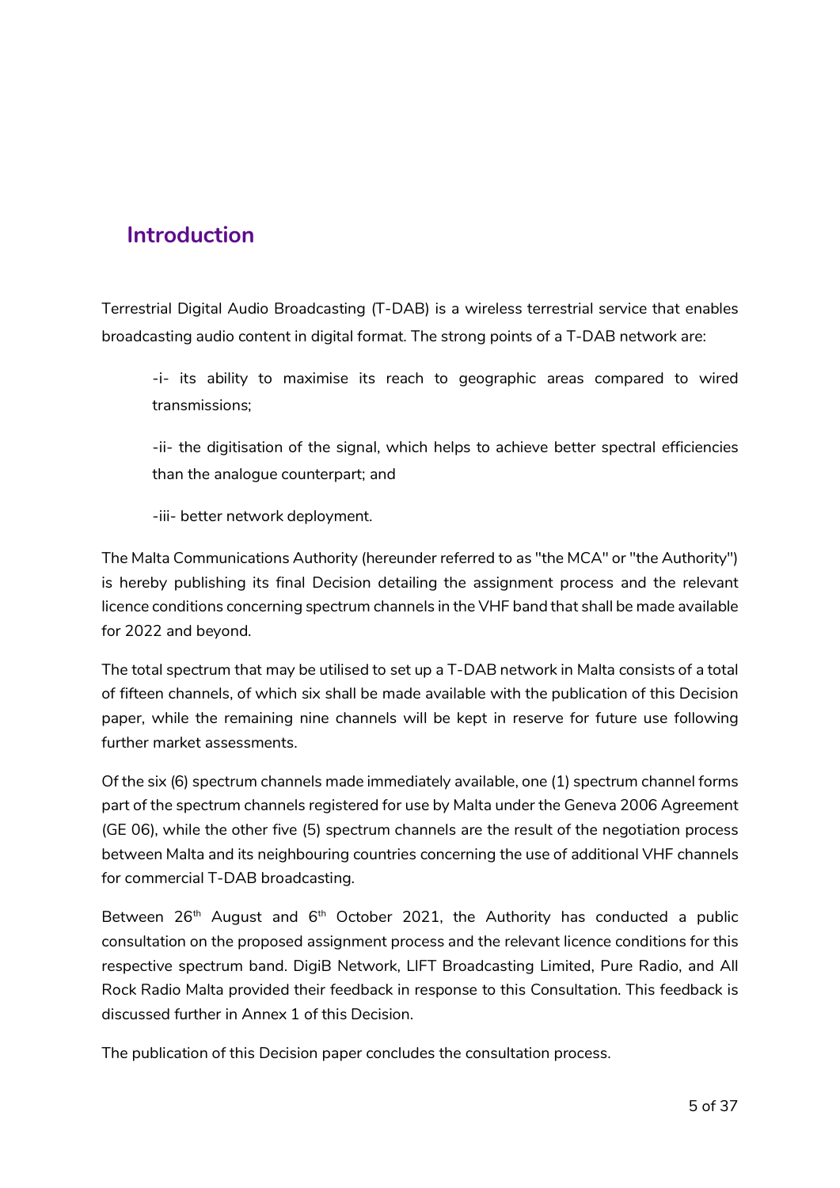# Introduction

Terrestrial Digital Audio Broadcasting (T-DAB) is a wireless terrestrial service that enables broadcasting audio content in digital format. The strong points of a T-DAB network are:

-i- its ability to maximise its reach to geographic areas compared to wired transmissions;

-ii- the digitisation of the signal, which helps to achieve better spectral efficiencies than the analogue counterpart; and

-iii- better network deployment.

The Malta Communications Authority (hereunder referred to as "the MCA" or "the Authority") is hereby publishing its final Decision detailing the assignment process and the relevant licence conditions concerning spectrum channels in the VHF band that shall be made available for 2022 and beyond.

The total spectrum that may be utilised to set up a T-DAB network in Malta consists of a total of fifteen channels, of which six shall be made available with the publication of this Decision paper, while the remaining nine channels will be kept in reserve for future use following further market assessments.

Of the six (6) spectrum channels made immediately available, one (1) spectrum channel forms part of the spectrum channels registered for use by Malta under the Geneva 2006 Agreement (GE 06), while the other five (5) spectrum channels are the result of the negotiation process between Malta and its neighbouring countries concerning the use of additional VHF channels for commercial T-DAB broadcasting.

Between 26th August and 6th October 2021, the Authority has conducted a public consultation on the proposed assignment process and the relevant licence conditions for this respective spectrum band. DigiB Network, LIFT Broadcasting Limited, Pure Radio, and All Rock Radio Malta provided their feedback in response to this Consultation. This feedback is discussed further in Annex 1 of this Decision.

The publication of this Decision paper concludes the consultation process.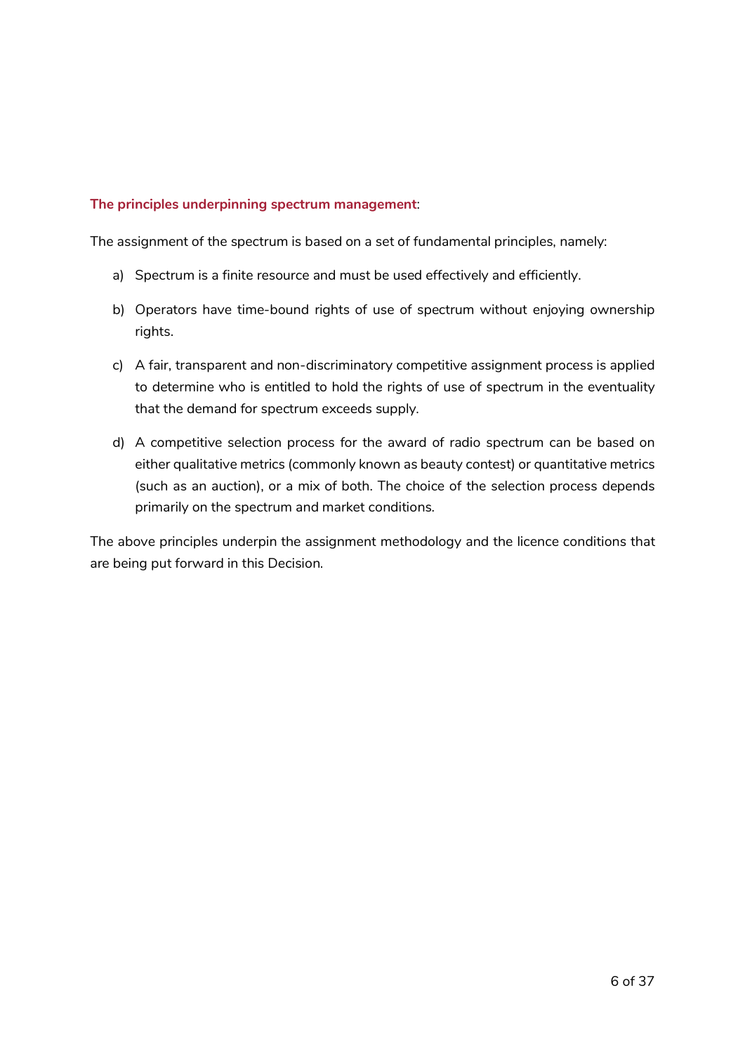**The principles underpinning spectrum management**:

The assignment of the spectrum is based on a set of fundamental principles, namely:

a) Spectrum is a finite resource and must be used effectively and efficiently.

b) Operators have time-bound rights of use of spectrum without enjoying ownership rights.

c) A fair, transparent and non-discriminatory competitive assignment process is applied to determine who is entitled to hold the rights of use of spectrum in the eventuality that the demand for spectrum exceeds supply.

d) A competitive selection process for the award of radio spectrum can be based on either qualitative metrics (commonly known as beauty contest) or quantitative metrics (such as an auction), or a mix of both. The choice of the selection process depends primarily on the spectrum and market conditions.

The above principles underpin the assignment methodology and the licence conditions that are being put forward in this Decision.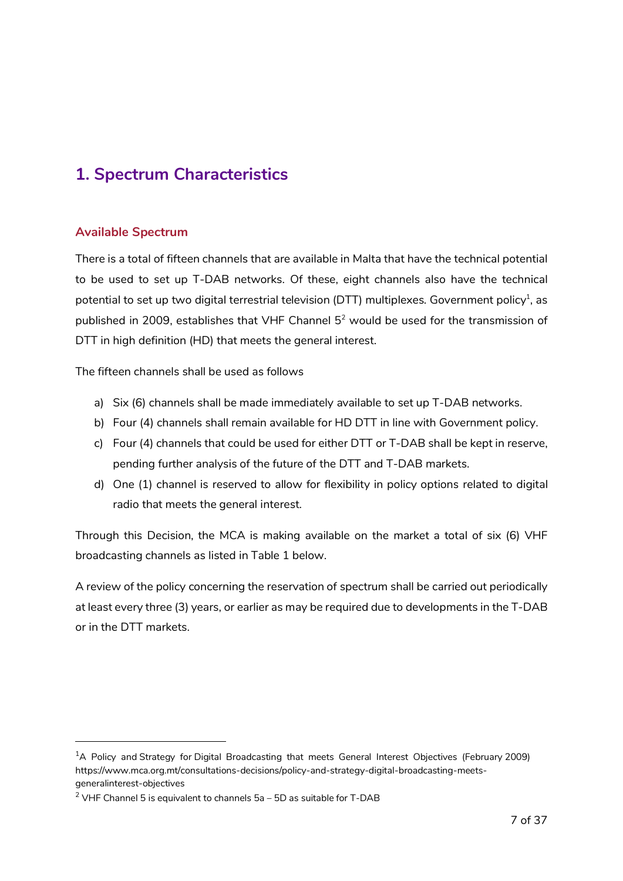# 1. Spectrum Characteristics

## Available Spectrum

There is a total of fifteen channels that are available in Malta that have the technical potential to be used to set up T-DAB networks. Of these, eight channels also have the technical potential to set up two digital terrestrial television (DTT) multiplexes. Government policy[1], as published in 2009, establishes that VHF Channel 5[2] would be used for the transmission of DTT in high definition (HD) that meets the general interest.

The fifteen channels shall be used as follows

a) Six (6) channels shall be made immediately available to set up T-DAB networks.
b) Four (4) channels shall remain available for HD DTT in line with Government policy.
c) Four (4) channels that could be used for either DTT or T-DAB shall be kept in reserve, pending further analysis of the future of the DTT and T-DAB markets.
d) One (1) channel is reserved to allow for flexibility in policy options related to digital radio that meets the general interest.

Through this Decision, the MCA is making available on the market a total of six (6) VHF broadcasting channels as listed in Table 1 below.

A review of the policy concerning the reservation of spectrum shall be carried out periodically at least every three (3) years, or earlier as may be required due to developments in the T-DAB or in the DTT markets.

---

[1] A Policy and Strategy for Digital Broadcasting that meets General Interest Objectives (February 2009) https://www.mca.org.mt/consultations-decisions/policy-and-strategy-digital-broadcasting-meets-generalinterest-objectives

[2] VHF Channel 5 is equivalent to channels 5a – 5D as suitable for T-DAB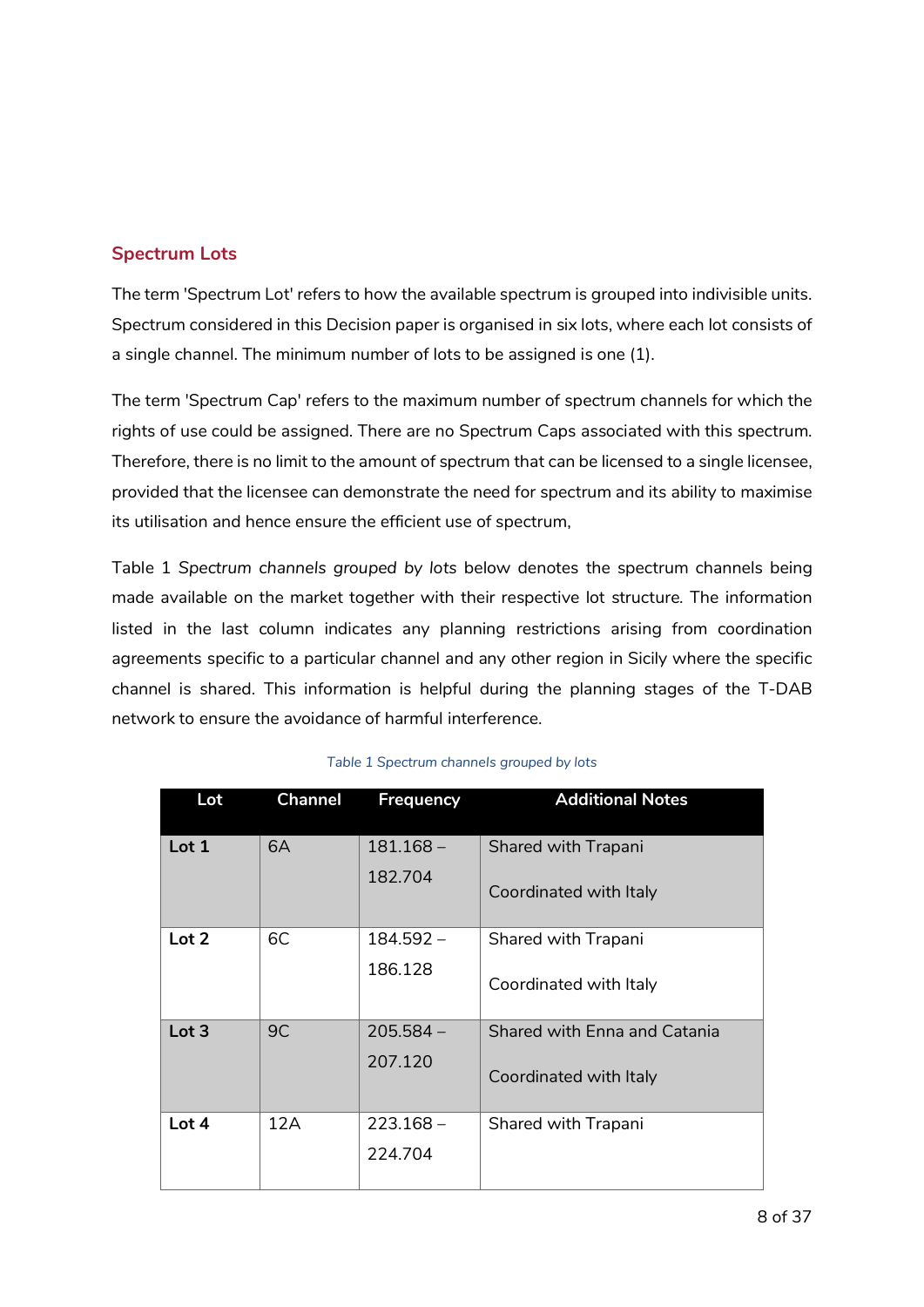## Spectrum Lots

The term 'Spectrum Lot' refers to how the available spectrum is grouped into indivisible units. Spectrum considered in this Decision paper is organised in six lots, where each lot consists of a single channel. The minimum number of lots to be assigned is one (1).

The term 'Spectrum Cap' refers to the maximum number of spectrum channels for which the rights of use could be assigned. There are no Spectrum Caps associated with this spectrum. Therefore, there is no limit to the amount of spectrum that can be licensed to a single licensee, provided that the licensee can demonstrate the need for spectrum and its ability to maximise its utilisation and hence ensure the efficient use of spectrum,

Table 1 *Spectrum channels grouped by lots* below denotes the spectrum channels being made available on the market together with their respective lot structure. The information listed in the last column indicates any planning restrictions arising from coordination agreements specific to a particular channel and any other region in Sicily where the specific channel is shared. This information is helpful during the planning stages of the T-DAB network to ensure the avoidance of harmful interference.

*Table 1 Spectrum channels grouped by lots*

| Lot | Channel | Frequency | Additional Notes |
|---|---|---|---|
| **Lot 1** | 6A | 181.168 – 182.704 | Shared with Trapani<br><br>Coordinated with Italy |
| **Lot 2** | 6C | 184.592 – 186.128 | Shared with Trapani<br><br>Coordinated with Italy |
| **Lot 3** | 9C | 205.584 – 207.120 | Shared with Enna and Catania<br><br>Coordinated with Italy |
| **Lot 4** | 12A | 223.168 – 224.704 | Shared with Trapani |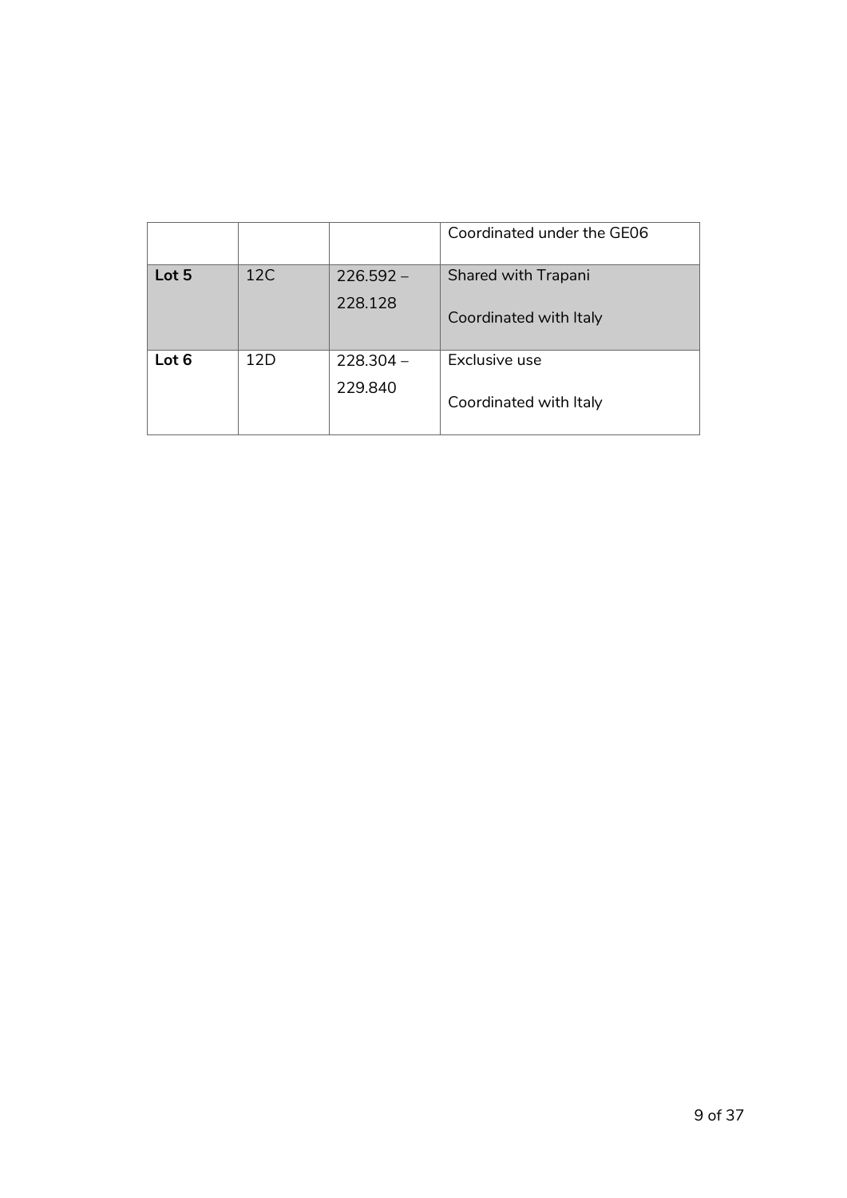| | | | |
|---|---|---|---|
| | | | Coordinated under the GE06 |
| **Lot 5** | 12C | 226.592 – 228.128 | Shared with Trapani<br><br>Coordinated with Italy |
| **Lot 6** | 12D | 228.304 – 229.840 | Exclusive use<br><br>Coordinated with Italy |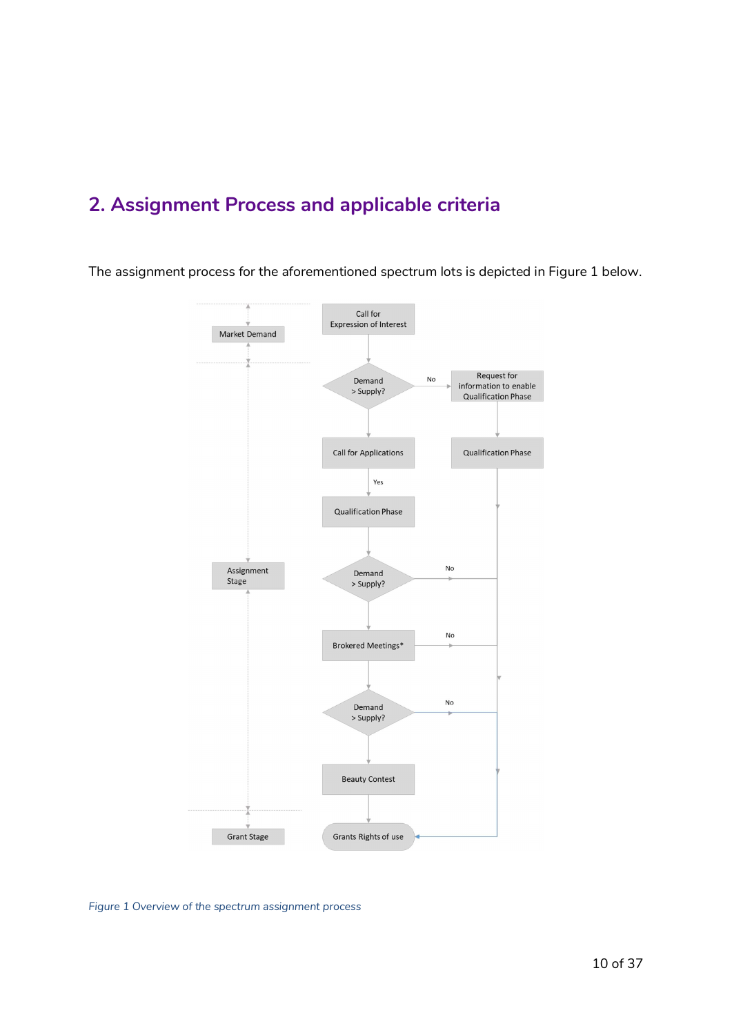## 2. Assignment Process and applicable criteria

The assignment process for the aforementioned spectrum lots is depicted in Figure 1 below.

*Figure 1 Overview of the spectrum assignment process*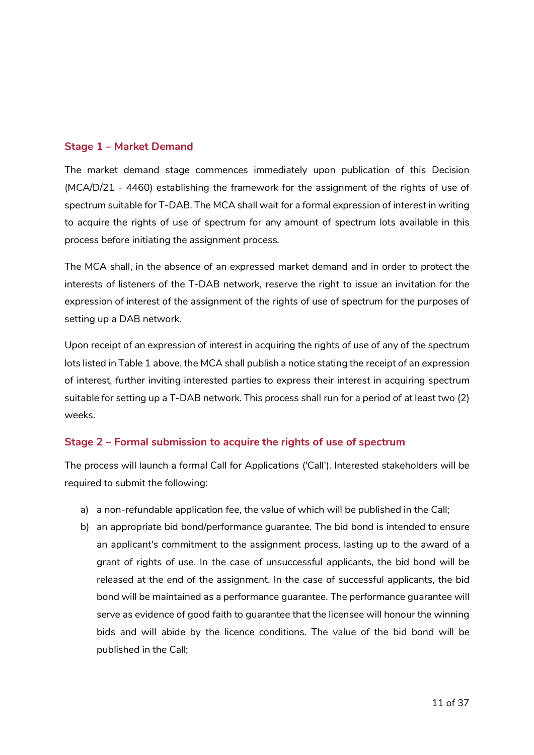### Stage 1 – Market Demand

The market demand stage commences immediately upon publication of this Decision (MCA/D/21 - 4460) establishing the framework for the assignment of the rights of use of spectrum suitable for T-DAB. The MCA shall wait for a formal expression of interest in writing to acquire the rights of use of spectrum for any amount of spectrum lots available in this process before initiating the assignment process.

The MCA shall, in the absence of an expressed market demand and in order to protect the interests of listeners of the T-DAB network, reserve the right to issue an invitation for the expression of interest of the assignment of the rights of use of spectrum for the purposes of setting up a DAB network.

Upon receipt of an expression of interest in acquiring the rights of use of any of the spectrum lots listed in Table 1 above, the MCA shall publish a notice stating the receipt of an expression of interest, further inviting interested parties to express their interest in acquiring spectrum suitable for setting up a T-DAB network. This process shall run for a period of at least two (2) weeks.

### Stage 2 – Formal submission to acquire the rights of use of spectrum

The process will launch a formal Call for Applications ('Call'). Interested stakeholders will be required to submit the following:

a) a non-refundable application fee, the value of which will be published in the Call;
b) an appropriate bid bond/performance guarantee. The bid bond is intended to ensure an applicant's commitment to the assignment process, lasting up to the award of a grant of rights of use. In the case of unsuccessful applicants, the bid bond will be released at the end of the assignment. In the case of successful applicants, the bid bond will be maintained as a performance guarantee. The performance guarantee will serve as evidence of good faith to guarantee that the licensee will honour the winning bids and will abide by the licence conditions. The value of the bid bond will be published in the Call;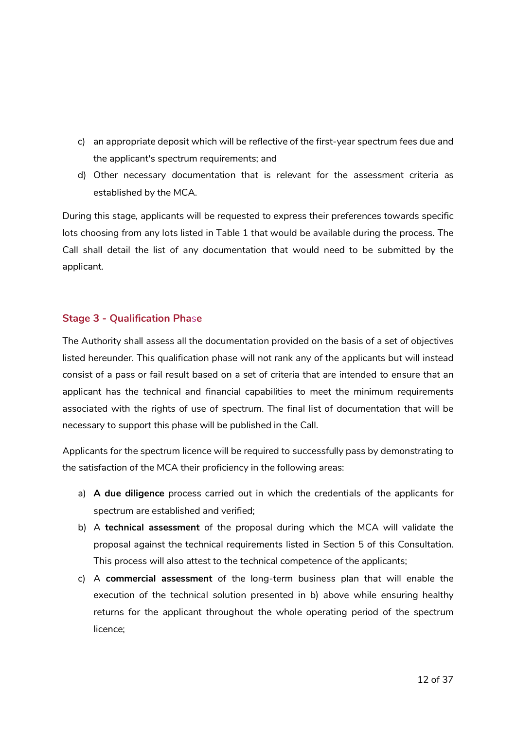c) an appropriate deposit which will be reflective of the first-year spectrum fees due and the applicant's spectrum requirements; and

d) Other necessary documentation that is relevant for the assessment criteria as established by the MCA.

During this stage, applicants will be requested to express their preferences towards specific lots choosing from any lots listed in Table 1 that would be available during the process. The Call shall detail the list of any documentation that would need to be submitted by the applicant.

### Stage 3 - Qualification Phase

The Authority shall assess all the documentation provided on the basis of a set of objectives listed hereunder. This qualification phase will not rank any of the applicants but will instead consist of a pass or fail result based on a set of criteria that are intended to ensure that an applicant has the technical and financial capabilities to meet the minimum requirements associated with the rights of use of spectrum. The final list of documentation that will be necessary to support this phase will be published in the Call.

Applicants for the spectrum licence will be required to successfully pass by demonstrating to the satisfaction of the MCA their proficiency in the following areas:

a) **A due diligence** process carried out in which the credentials of the applicants for spectrum are established and verified;

b) A **technical assessment** of the proposal during which the MCA will validate the proposal against the technical requirements listed in Section 5 of this Consultation. This process will also attest to the technical competence of the applicants;

c) A **commercial assessment** of the long-term business plan that will enable the execution of the technical solution presented in b) above while ensuring healthy returns for the applicant throughout the whole operating period of the spectrum licence;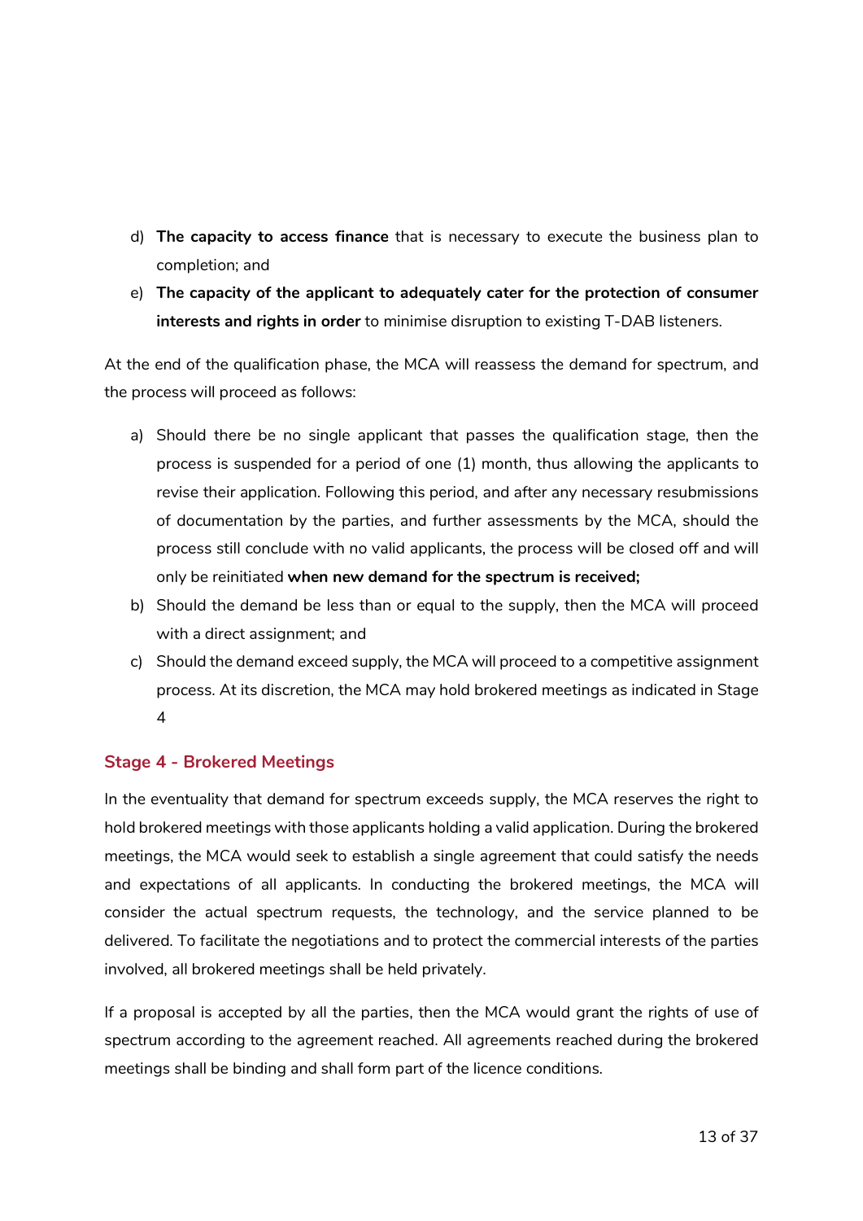d) **The capacity to access finance** that is necessary to execute the business plan to completion; and

e) **The capacity of the applicant to adequately cater for the protection of consumer interests and rights in order** to minimise disruption to existing T-DAB listeners.

At the end of the qualification phase, the MCA will reassess the demand for spectrum, and the process will proceed as follows:

a) Should there be no single applicant that passes the qualification stage, then the process is suspended for a period of one (1) month, thus allowing the applicants to revise their application. Following this period, and after any necessary resubmissions of documentation by the parties, and further assessments by the MCA, should the process still conclude with no valid applicants, the process will be closed off and will only be reinitiated **when new demand for the spectrum is received;**

b) Should the demand be less than or equal to the supply, then the MCA will proceed with a direct assignment; and

c) Should the demand exceed supply, the MCA will proceed to a competitive assignment process. At its discretion, the MCA may hold brokered meetings as indicated in Stage 4

### Stage 4 - Brokered Meetings

In the eventuality that demand for spectrum exceeds supply, the MCA reserves the right to hold brokered meetings with those applicants holding a valid application. During the brokered meetings, the MCA would seek to establish a single agreement that could satisfy the needs and expectations of all applicants. In conducting the brokered meetings, the MCA will consider the actual spectrum requests, the technology, and the service planned to be delivered. To facilitate the negotiations and to protect the commercial interests of the parties involved, all brokered meetings shall be held privately.

If a proposal is accepted by all the parties, then the MCA would grant the rights of use of spectrum according to the agreement reached. All agreements reached during the brokered meetings shall be binding and shall form part of the licence conditions.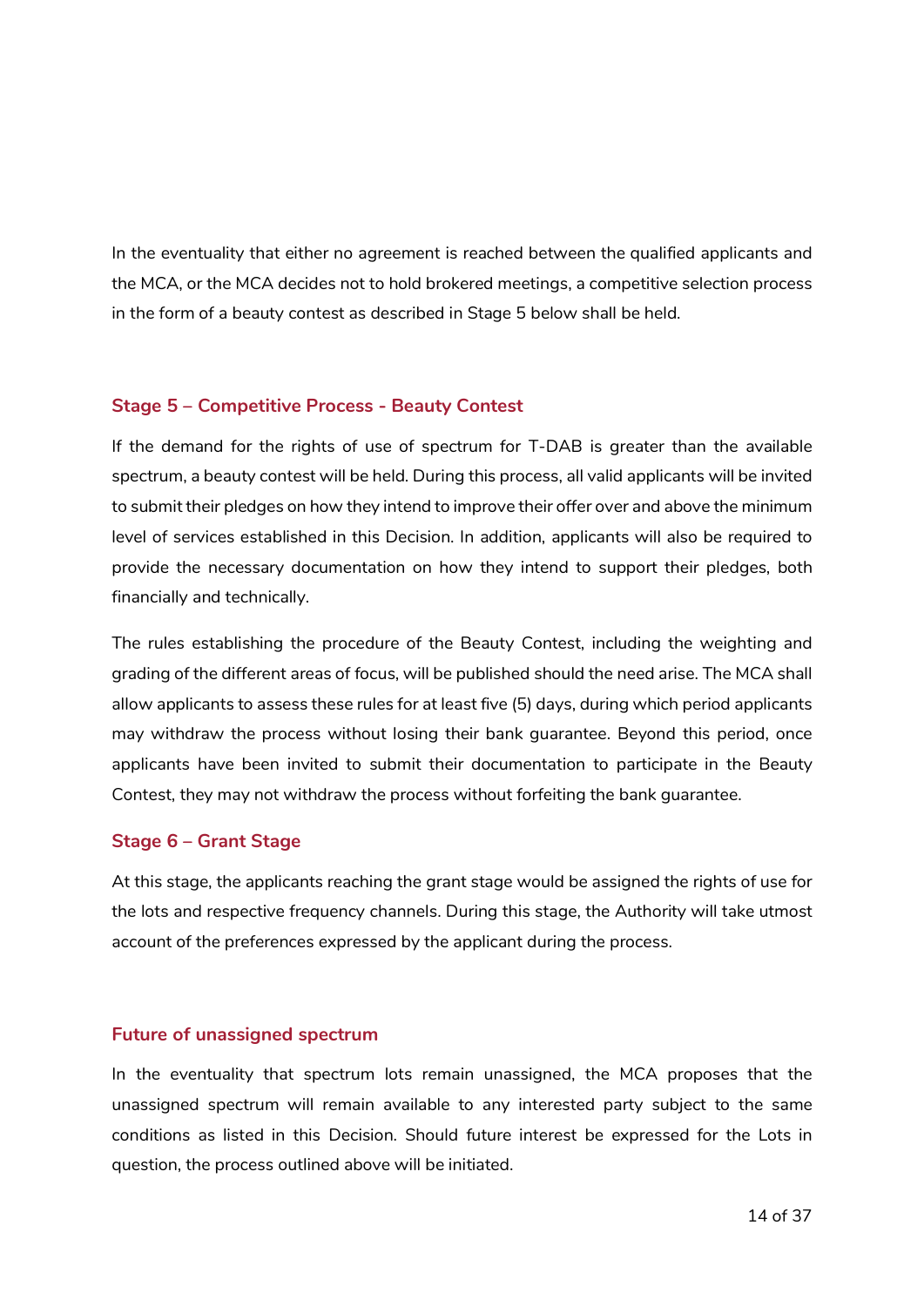In the eventuality that either no agreement is reached between the qualified applicants and the MCA, or the MCA decides not to hold brokered meetings, a competitive selection process in the form of a beauty contest as described in Stage 5 below shall be held.

### Stage 5 – Competitive Process - Beauty Contest

If the demand for the rights of use of spectrum for T-DAB is greater than the available spectrum, a beauty contest will be held. During this process, all valid applicants will be invited to submit their pledges on how they intend to improve their offer over and above the minimum level of services established in this Decision. In addition, applicants will also be required to provide the necessary documentation on how they intend to support their pledges, both financially and technically.

The rules establishing the procedure of the Beauty Contest, including the weighting and grading of the different areas of focus, will be published should the need arise. The MCA shall allow applicants to assess these rules for at least five (5) days, during which period applicants may withdraw the process without losing their bank guarantee. Beyond this period, once applicants have been invited to submit their documentation to participate in the Beauty Contest, they may not withdraw the process without forfeiting the bank guarantee.

### Stage 6 – Grant Stage

At this stage, the applicants reaching the grant stage would be assigned the rights of use for the lots and respective frequency channels. During this stage, the Authority will take utmost account of the preferences expressed by the applicant during the process.

### Future of unassigned spectrum

In the eventuality that spectrum lots remain unassigned, the MCA proposes that the unassigned spectrum will remain available to any interested party subject to the same conditions as listed in this Decision. Should future interest be expressed for the Lots in question, the process outlined above will be initiated.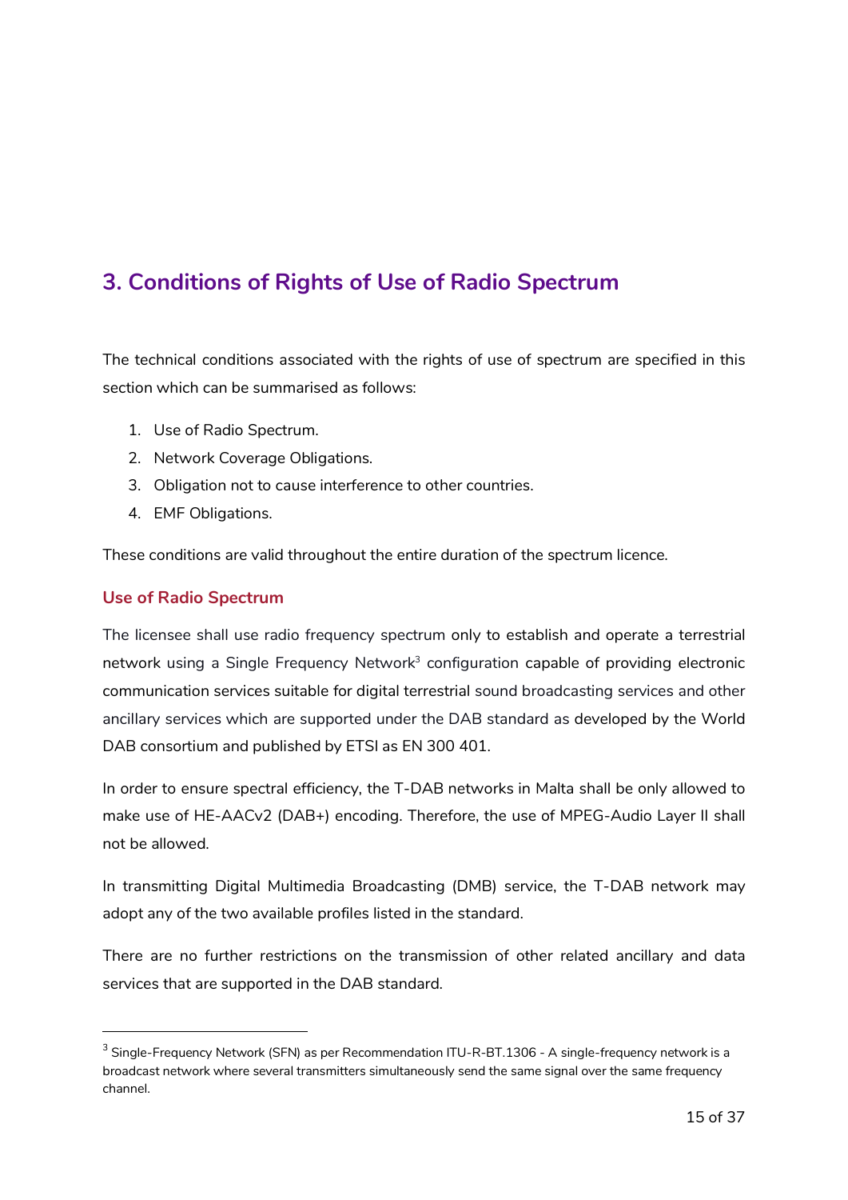# 3. Conditions of Rights of Use of Radio Spectrum

The technical conditions associated with the rights of use of spectrum are specified in this section which can be summarised as follows:

1. Use of Radio Spectrum.
2. Network Coverage Obligations.
3. Obligation not to cause interference to other countries.
4. EMF Obligations.

These conditions are valid throughout the entire duration of the spectrum licence.

## Use of Radio Spectrum

The licensee shall use radio frequency spectrum only to establish and operate a terrestrial network using a Single Frequency Network[3] configuration capable of providing electronic communication services suitable for digital terrestrial sound broadcasting services and other ancillary services which are supported under the DAB standard as developed by the World DAB consortium and published by ETSI as EN 300 401.

In order to ensure spectral efficiency, the T-DAB networks in Malta shall be only allowed to make use of HE-AACv2 (DAB+) encoding. Therefore, the use of MPEG-Audio Layer II shall not be allowed.

In transmitting Digital Multimedia Broadcasting (DMB) service, the T-DAB network may adopt any of the two available profiles listed in the standard.

There are no further restrictions on the transmission of other related ancillary and data services that are supported in the DAB standard.

---

[3] Single-Frequency Network (SFN) as per Recommendation ITU-R-BT.1306 - A single-frequency network is a broadcast network where several transmitters simultaneously send the same signal over the same frequency channel.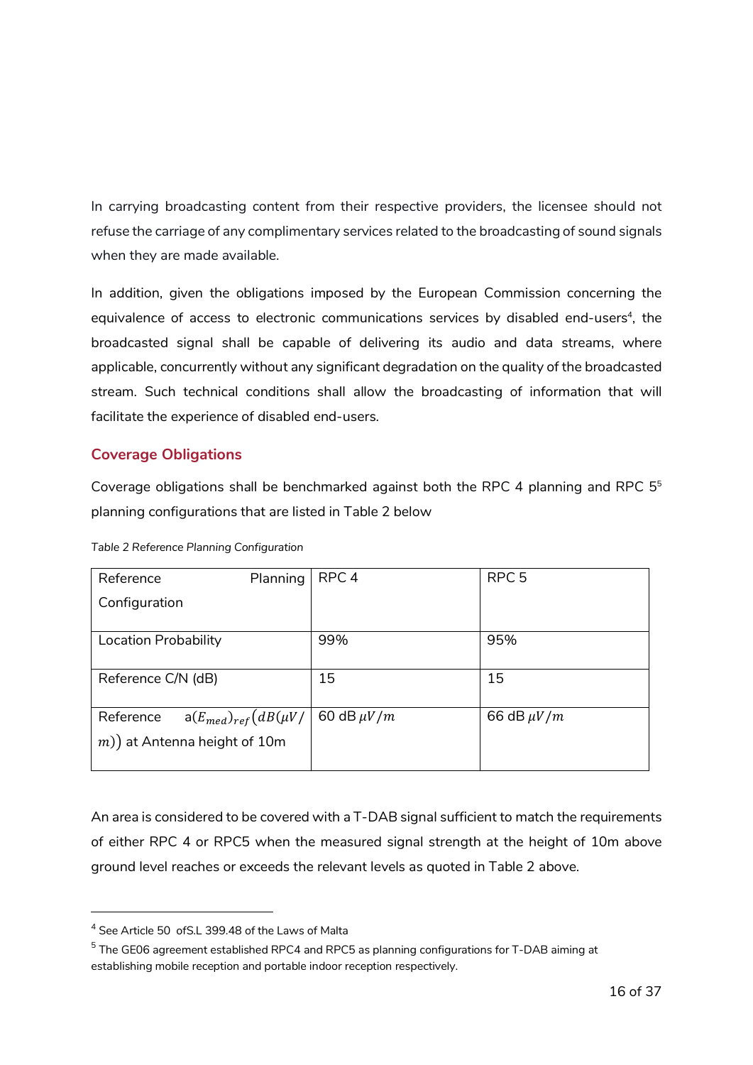In carrying broadcasting content from their respective providers, the licensee should not refuse the carriage of any complimentary services related to the broadcasting of sound signals when they are made available.

In addition, given the obligations imposed by the European Commission concerning the equivalence of access to electronic communications services by disabled end-users[4], the broadcasted signal shall be capable of delivering its audio and data streams, where applicable, concurrently without any significant degradation on the quality of the broadcasted stream. Such technical conditions shall allow the broadcasting of information that will facilitate the experience of disabled end-users.

## Coverage Obligations

Coverage obligations shall be benchmarked against both the RPC 4 planning and RPC 5[5] planning configurations that are listed in Table 2 below

*Table 2 Reference Planning Configuration*

| Reference Planning Configuration | RPC 4 | RPC 5 |
|---|---|---|
| Location Probability | 99% | 95% |
| Reference C/N (dB) | 15 | 15 |
| Reference $a(E_{med})_{ref}(dB(\mu V/m))$ at Antenna height of 10m | 60 dB $\mu V/m$ | 66 dB $\mu V/m$ |

An area is considered to be covered with a T-DAB signal sufficient to match the requirements of either RPC 4 or RPC5 when the measured signal strength at the height of 10m above ground level reaches or exceeds the relevant levels as quoted in Table 2 above.

---

[4] See Article 50 ofS.L 399.48 of the Laws of Malta

[5] The GE06 agreement established RPC4 and RPC5 as planning configurations for T-DAB aiming at establishing mobile reception and portable indoor reception respectively.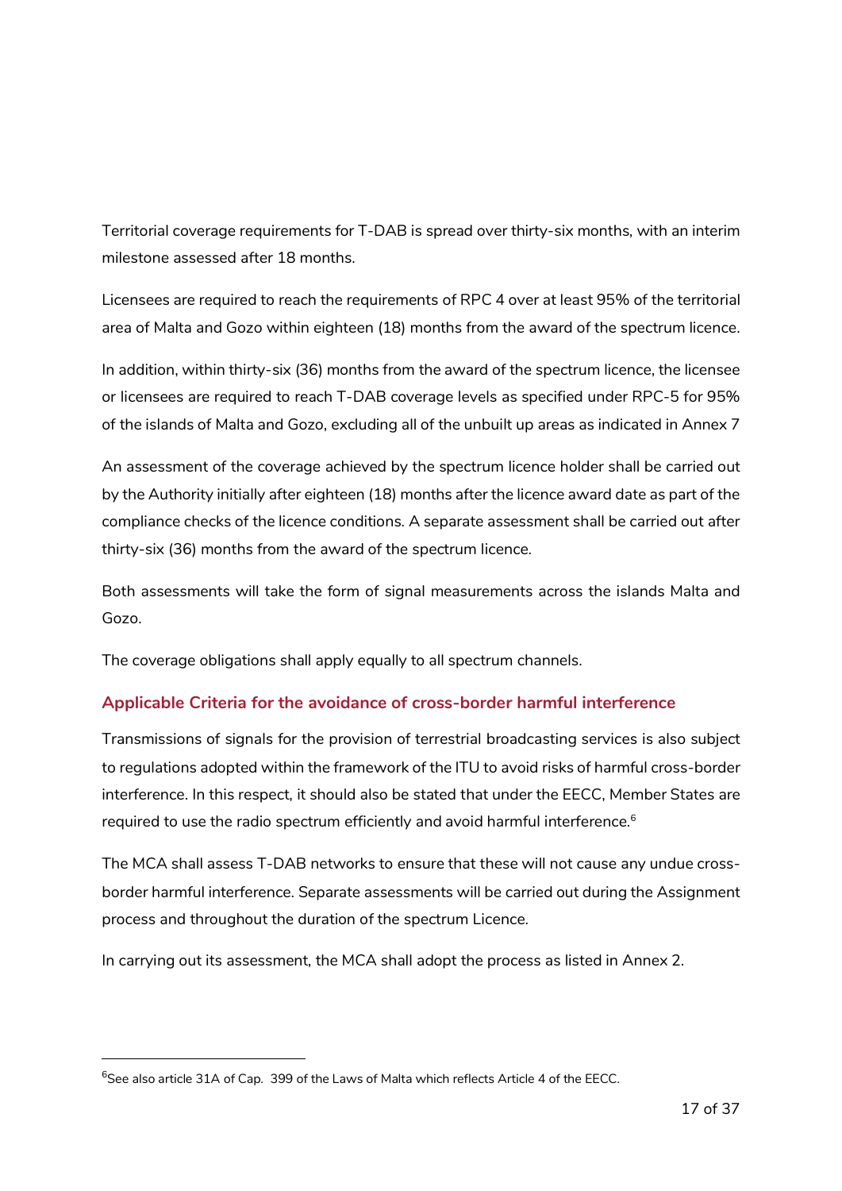Territorial coverage requirements for T-DAB is spread over thirty-six months, with an interim milestone assessed after 18 months.

Licensees are required to reach the requirements of RPC 4 over at least 95% of the territorial area of Malta and Gozo within eighteen (18) months from the award of the spectrum licence.

In addition, within thirty-six (36) months from the award of the spectrum licence, the licensee or licensees are required to reach T-DAB coverage levels as specified under RPC-5 for 95% of the islands of Malta and Gozo, excluding all of the unbuilt up areas as indicated in Annex 7

An assessment of the coverage achieved by the spectrum licence holder shall be carried out by the Authority initially after eighteen (18) months after the licence award date as part of the compliance checks of the licence conditions. A separate assessment shall be carried out after thirty-six (36) months from the award of the spectrum licence.

Both assessments will take the form of signal measurements across the islands Malta and Gozo.

The coverage obligations shall apply equally to all spectrum channels.

### Applicable Criteria for the avoidance of cross-border harmful interference

Transmissions of signals for the provision of terrestrial broadcasting services is also subject to regulations adopted within the framework of the ITU to avoid risks of harmful cross-border interference. In this respect, it should also be stated that under the EECC, Member States are required to use the radio spectrum efficiently and avoid harmful interference.[6]

The MCA shall assess T-DAB networks to ensure that these will not cause any undue cross-border harmful interference. Separate assessments will be carried out during the Assignment process and throughout the duration of the spectrum Licence.

In carrying out its assessment, the MCA shall adopt the process as listed in Annex 2.

---

[6] See also article 31A of Cap. 399 of the Laws of Malta which reflects Article 4 of the EECC.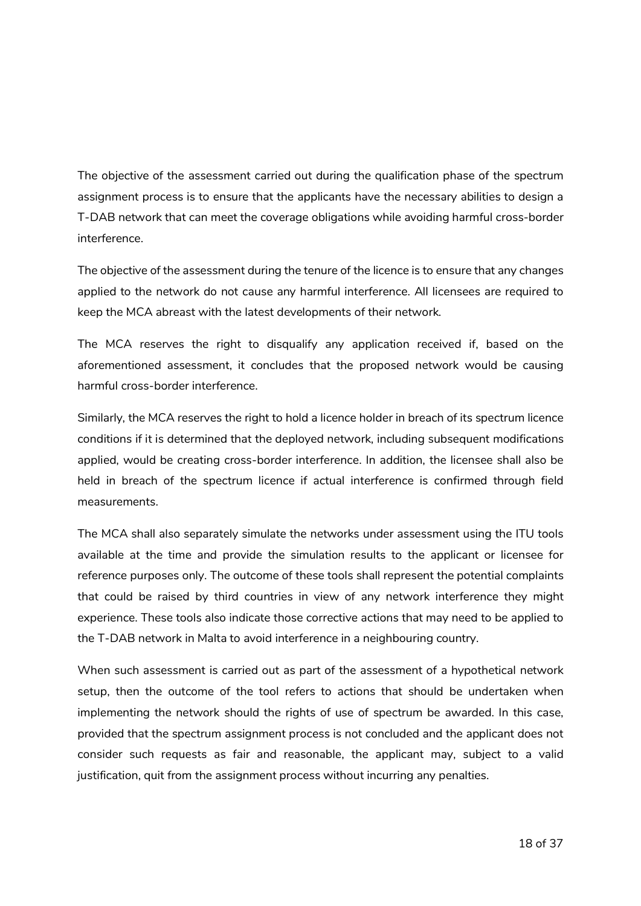The objective of the assessment carried out during the qualification phase of the spectrum assignment process is to ensure that the applicants have the necessary abilities to design a T-DAB network that can meet the coverage obligations while avoiding harmful cross-border interference.

The objective of the assessment during the tenure of the licence is to ensure that any changes applied to the network do not cause any harmful interference. All licensees are required to keep the MCA abreast with the latest developments of their network.

The MCA reserves the right to disqualify any application received if, based on the aforementioned assessment, it concludes that the proposed network would be causing harmful cross-border interference.

Similarly, the MCA reserves the right to hold a licence holder in breach of its spectrum licence conditions if it is determined that the deployed network, including subsequent modifications applied, would be creating cross-border interference. In addition, the licensee shall also be held in breach of the spectrum licence if actual interference is confirmed through field measurements.

The MCA shall also separately simulate the networks under assessment using the ITU tools available at the time and provide the simulation results to the applicant or licensee for reference purposes only. The outcome of these tools shall represent the potential complaints that could be raised by third countries in view of any network interference they might experience. These tools also indicate those corrective actions that may need to be applied to the T-DAB network in Malta to avoid interference in a neighbouring country.

When such assessment is carried out as part of the assessment of a hypothetical network setup, then the outcome of the tool refers to actions that should be undertaken when implementing the network should the rights of use of spectrum be awarded. In this case, provided that the spectrum assignment process is not concluded and the applicant does not consider such requests as fair and reasonable, the applicant may, subject to a valid justification, quit from the assignment process without incurring any penalties.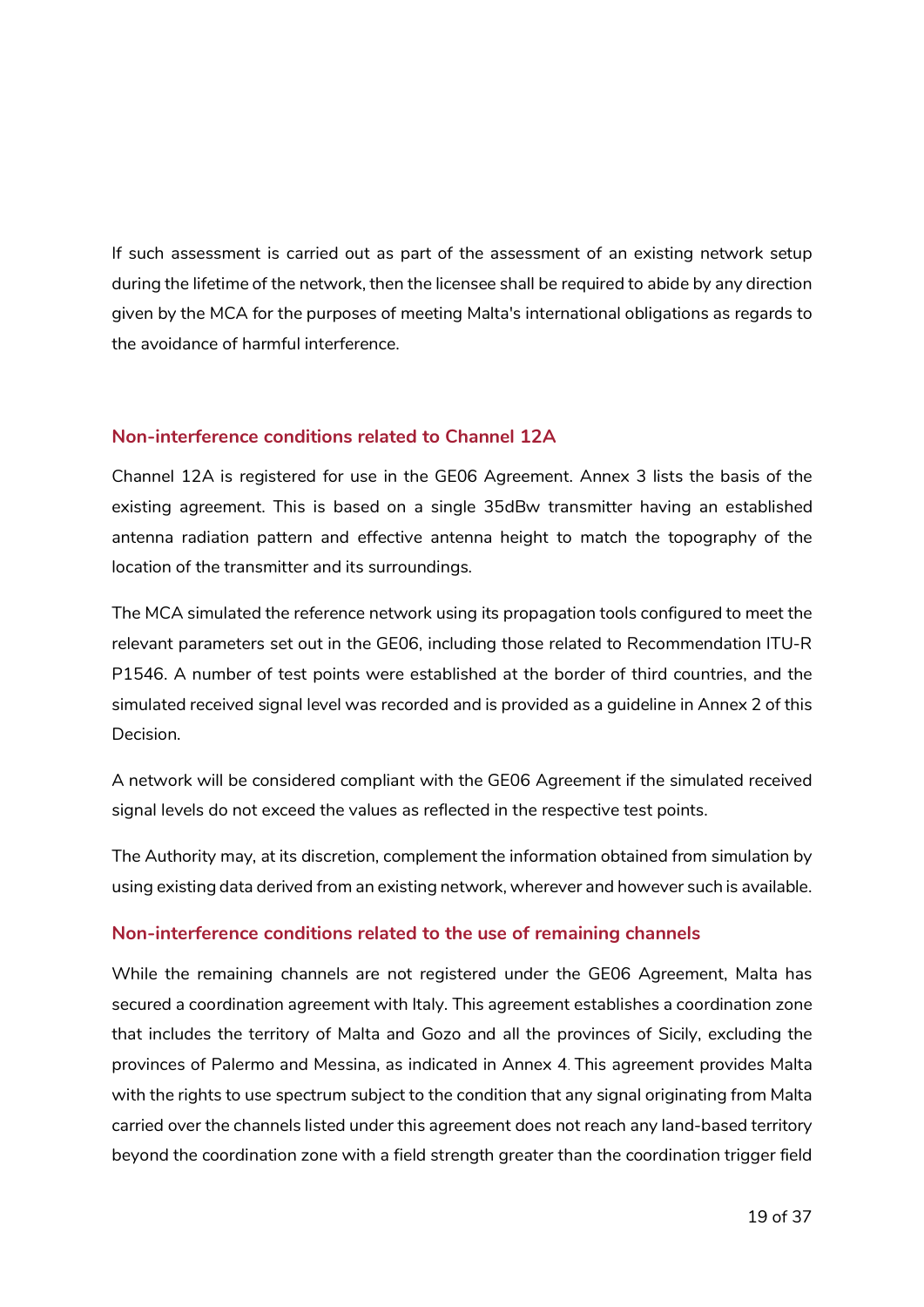If such assessment is carried out as part of the assessment of an existing network setup during the lifetime of the network, then the licensee shall be required to abide by any direction given by the MCA for the purposes of meeting Malta's international obligations as regards to the avoidance of harmful interference.

### Non-interference conditions related to Channel 12A

Channel 12A is registered for use in the GE06 Agreement. Annex 3 lists the basis of the existing agreement. This is based on a single 35dBw transmitter having an established antenna radiation pattern and effective antenna height to match the topography of the location of the transmitter and its surroundings.

The MCA simulated the reference network using its propagation tools configured to meet the relevant parameters set out in the GE06, including those related to Recommendation ITU-R P1546. A number of test points were established at the border of third countries, and the simulated received signal level was recorded and is provided as a guideline in Annex 2 of this Decision.

A network will be considered compliant with the GE06 Agreement if the simulated received signal levels do not exceed the values as reflected in the respective test points.

The Authority may, at its discretion, complement the information obtained from simulation by using existing data derived from an existing network, wherever and however such is available.

### Non-interference conditions related to the use of remaining channels

While the remaining channels are not registered under the GE06 Agreement, Malta has secured a coordination agreement with Italy. This agreement establishes a coordination zone that includes the territory of Malta and Gozo and all the provinces of Sicily, excluding the provinces of Palermo and Messina, as indicated in Annex 4. This agreement provides Malta with the rights to use spectrum subject to the condition that any signal originating from Malta carried over the channels listed under this agreement does not reach any land-based territory beyond the coordination zone with a field strength greater than the coordination trigger field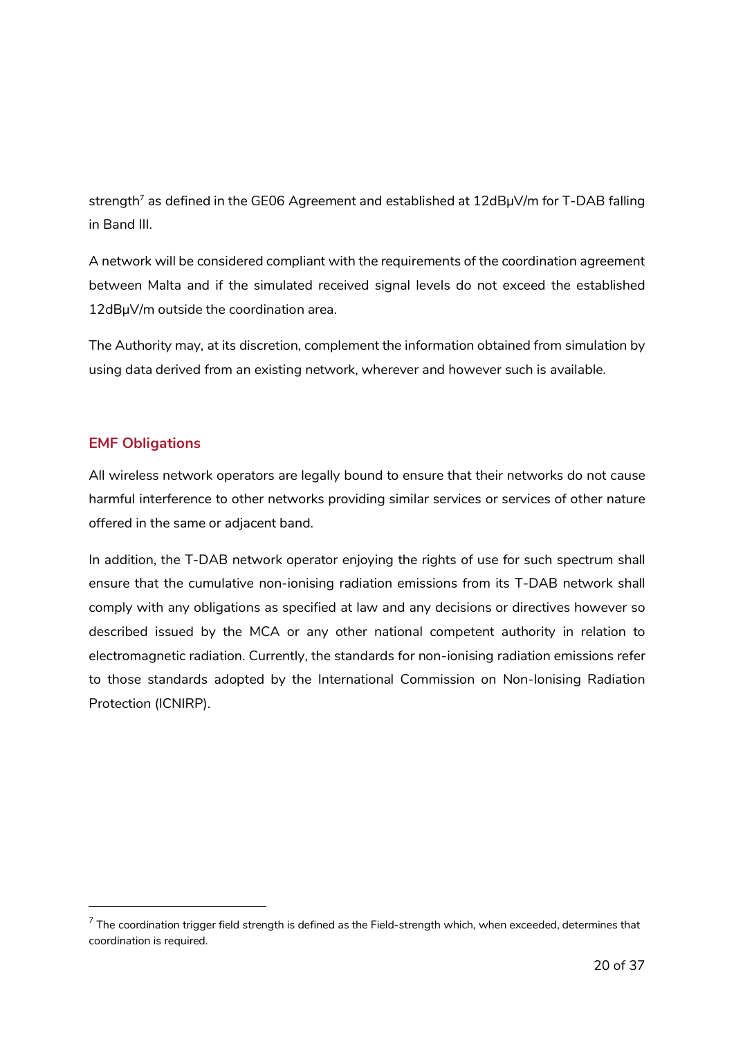strength[7] as defined in the GE06 Agreement and established at 12dBµV/m for T-DAB falling in Band III.

A network will be considered compliant with the requirements of the coordination agreement between Malta and if the simulated received signal levels do not exceed the established 12dBµV/m outside the coordination area.

The Authority may, at its discretion, complement the information obtained from simulation by using data derived from an existing network, wherever and however such is available.

## EMF Obligations

All wireless network operators are legally bound to ensure that their networks do not cause harmful interference to other networks providing similar services or services of other nature offered in the same or adjacent band.

In addition, the T-DAB network operator enjoying the rights of use for such spectrum shall ensure that the cumulative non-ionising radiation emissions from its T-DAB network shall comply with any obligations as specified at law and any decisions or directives however so described issued by the MCA or any other national competent authority in relation to electromagnetic radiation. Currently, the standards for non-ionising radiation emissions refer to those standards adopted by the International Commission on Non-Ionising Radiation Protection (ICNIRP).

[7] The coordination trigger field strength is defined as the Field-strength which, when exceeded, determines that coordination is required.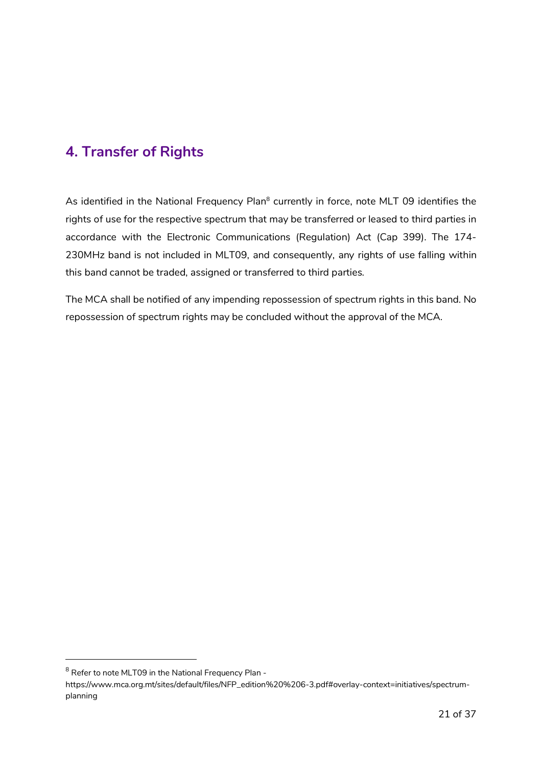## 4. Transfer of Rights

As identified in the National Frequency Plan[8] currently in force, note MLT 09 identifies the rights of use for the respective spectrum that may be transferred or leased to third parties in accordance with the Electronic Communications (Regulation) Act (Cap 399). The 174-230MHz band is not included in MLT09, and consequently, any rights of use falling within this band cannot be traded, assigned or transferred to third parties.

The MCA shall be notified of any impending repossession of spectrum rights in this band. No repossession of spectrum rights may be concluded without the approval of the MCA.

---

[8] Refer to note MLT09 in the National Frequency Plan - https://www.mca.org.mt/sites/default/files/NFP_edition%20%206-3.pdf#overlay-context=initiatives/spectrum-planning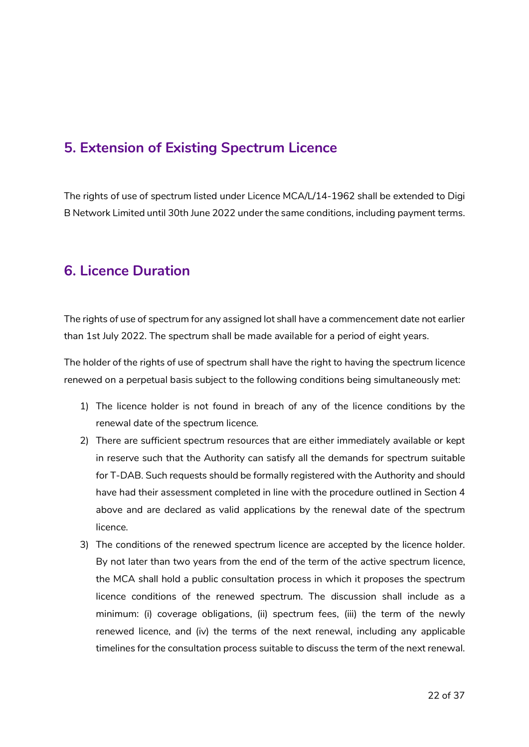## 5. Extension of Existing Spectrum Licence

The rights of use of spectrum listed under Licence MCA/L/14-1962 shall be extended to Digi B Network Limited until 30th June 2022 under the same conditions, including payment terms.

## 6. Licence Duration

The rights of use of spectrum for any assigned lot shall have a commencement date not earlier than 1st July 2022. The spectrum shall be made available for a period of eight years.

The holder of the rights of use of spectrum shall have the right to having the spectrum licence renewed on a perpetual basis subject to the following conditions being simultaneously met:

1) The licence holder is not found in breach of any of the licence conditions by the renewal date of the spectrum licence.
2) There are sufficient spectrum resources that are either immediately available or kept in reserve such that the Authority can satisfy all the demands for spectrum suitable for T-DAB. Such requests should be formally registered with the Authority and should have had their assessment completed in line with the procedure outlined in Section 4 above and are declared as valid applications by the renewal date of the spectrum licence.
3) The conditions of the renewed spectrum licence are accepted by the licence holder. By not later than two years from the end of the term of the active spectrum licence, the MCA shall hold a public consultation process in which it proposes the spectrum licence conditions of the renewed spectrum. The discussion shall include as a minimum: (i) coverage obligations, (ii) spectrum fees, (iii) the term of the newly renewed licence, and (iv) the terms of the next renewal, including any applicable timelines for the consultation process suitable to discuss the term of the next renewal.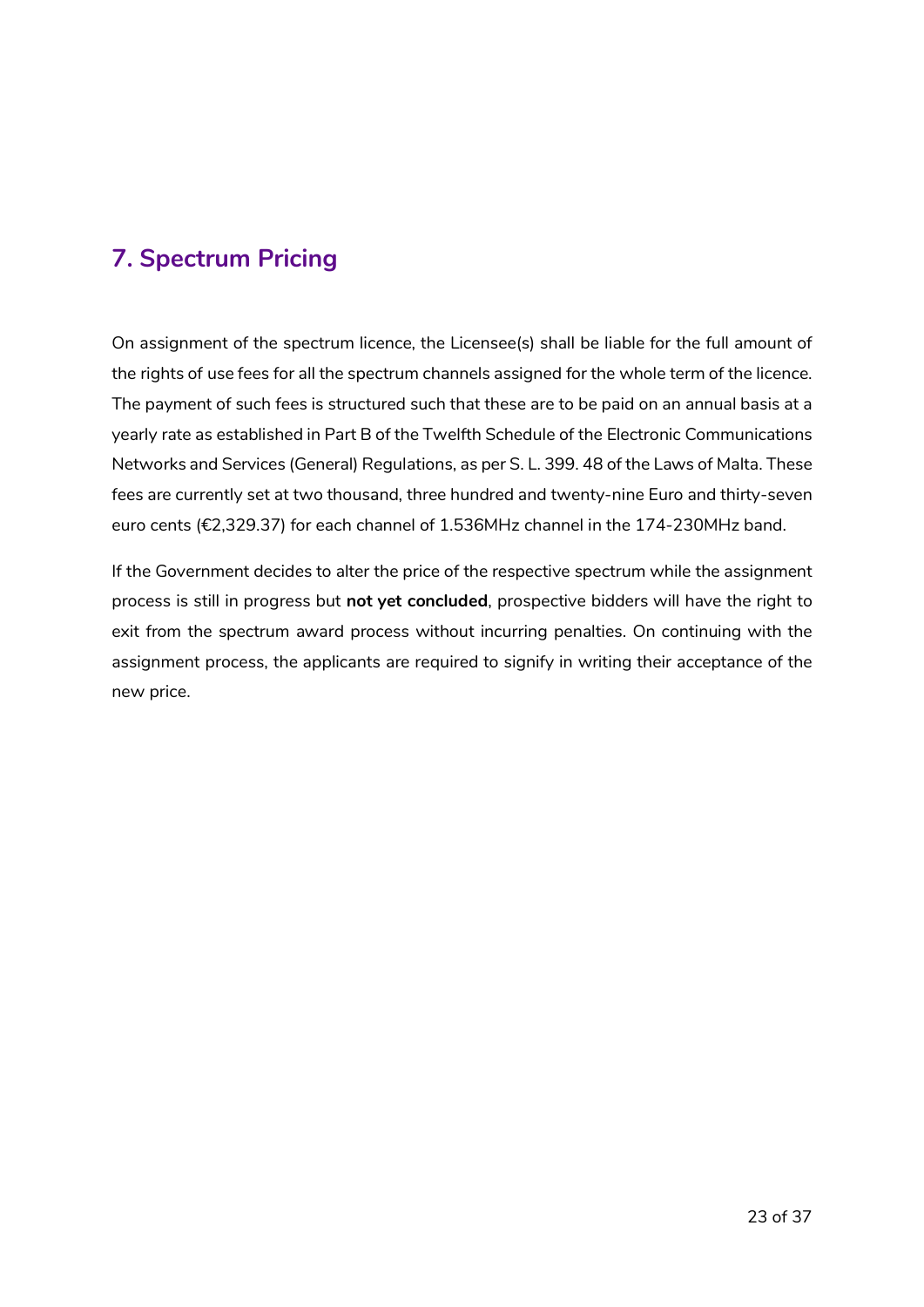## 7. Spectrum Pricing

On assignment of the spectrum licence, the Licensee(s) shall be liable for the full amount of the rights of use fees for all the spectrum channels assigned for the whole term of the licence. The payment of such fees is structured such that these are to be paid on an annual basis at a yearly rate as established in Part B of the Twelfth Schedule of the Electronic Communications Networks and Services (General) Regulations, as per S. L. 399. 48 of the Laws of Malta. These fees are currently set at two thousand, three hundred and twenty-nine Euro and thirty-seven euro cents (€2,329.37) for each channel of 1.536MHz channel in the 174-230MHz band.

If the Government decides to alter the price of the respective spectrum while the assignment process is still in progress but **not yet concluded**, prospective bidders will have the right to exit from the spectrum award process without incurring penalties. On continuing with the assignment process, the applicants are required to signify in writing their acceptance of the new price.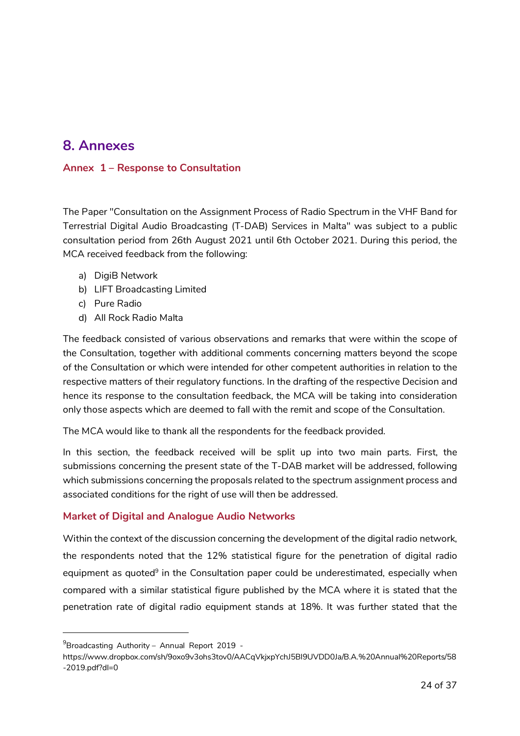# 8. Annexes

## Annex 1 – Response to Consultation

The Paper "Consultation on the Assignment Process of Radio Spectrum in the VHF Band for Terrestrial Digital Audio Broadcasting (T-DAB) Services in Malta" was subject to a public consultation period from 26th August 2021 until 6th October 2021. During this period, the MCA received feedback from the following:

a) DigiB Network
b) LIFT Broadcasting Limited
c) Pure Radio
d) All Rock Radio Malta

The feedback consisted of various observations and remarks that were within the scope of the Consultation, together with additional comments concerning matters beyond the scope of the Consultation or which were intended for other competent authorities in relation to the respective matters of their regulatory functions. In the drafting of the respective Decision and hence its response to the consultation feedback, the MCA will be taking into consideration only those aspects which are deemed to fall with the remit and scope of the Consultation.

The MCA would like to thank all the respondents for the feedback provided.

In this section, the feedback received will be split up into two main parts. First, the submissions concerning the present state of the T-DAB market will be addressed, following which submissions concerning the proposals related to the spectrum assignment process and associated conditions for the right of use will then be addressed.

### Market of Digital and Analogue Audio Networks

Within the context of the discussion concerning the development of the digital radio network, the respondents noted that the 12% statistical figure for the penetration of digital radio equipment as quoted[9] in the Consultation paper could be underestimated, especially when compared with a similar statistical figure published by the MCA where it is stated that the penetration rate of digital radio equipment stands at 18%. It was further stated that the

---

[9] Broadcasting Authority – Annual Report 2019 - https://www.dropbox.com/sh/9oxo9v3ohs3tov0/AACqVkjxpYchJ5BI9UVDD0Ja/B.A.%20Annual%20Reports/58-2019.pdf?dl=0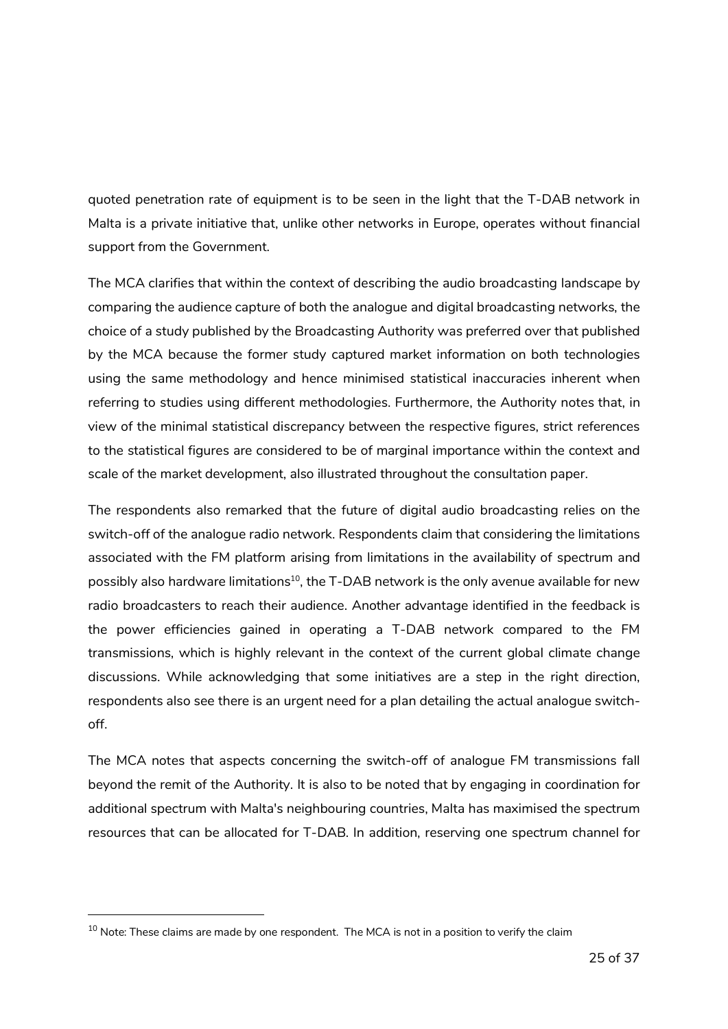quoted penetration rate of equipment is to be seen in the light that the T-DAB network in Malta is a private initiative that, unlike other networks in Europe, operates without financial support from the Government.

The MCA clarifies that within the context of describing the audio broadcasting landscape by comparing the audience capture of both the analogue and digital broadcasting networks, the choice of a study published by the Broadcasting Authority was preferred over that published by the MCA because the former study captured market information on both technologies using the same methodology and hence minimised statistical inaccuracies inherent when referring to studies using different methodologies. Furthermore, the Authority notes that, in view of the minimal statistical discrepancy between the respective figures, strict references to the statistical figures are considered to be of marginal importance within the context and scale of the market development, also illustrated throughout the consultation paper.

The respondents also remarked that the future of digital audio broadcasting relies on the switch-off of the analogue radio network. Respondents claim that considering the limitations associated with the FM platform arising from limitations in the availability of spectrum and possibly also hardware limitations[10], the T-DAB network is the only avenue available for new radio broadcasters to reach their audience. Another advantage identified in the feedback is the power efficiencies gained in operating a T-DAB network compared to the FM transmissions, which is highly relevant in the context of the current global climate change discussions. While acknowledging that some initiatives are a step in the right direction, respondents also see there is an urgent need for a plan detailing the actual analogue switch-off.

The MCA notes that aspects concerning the switch-off of analogue FM transmissions fall beyond the remit of the Authority. It is also to be noted that by engaging in coordination for additional spectrum with Malta's neighbouring countries, Malta has maximised the spectrum resources that can be allocated for T-DAB. In addition, reserving one spectrum channel for

[10] Note: These claims are made by one respondent. The MCA is not in a position to verify the claim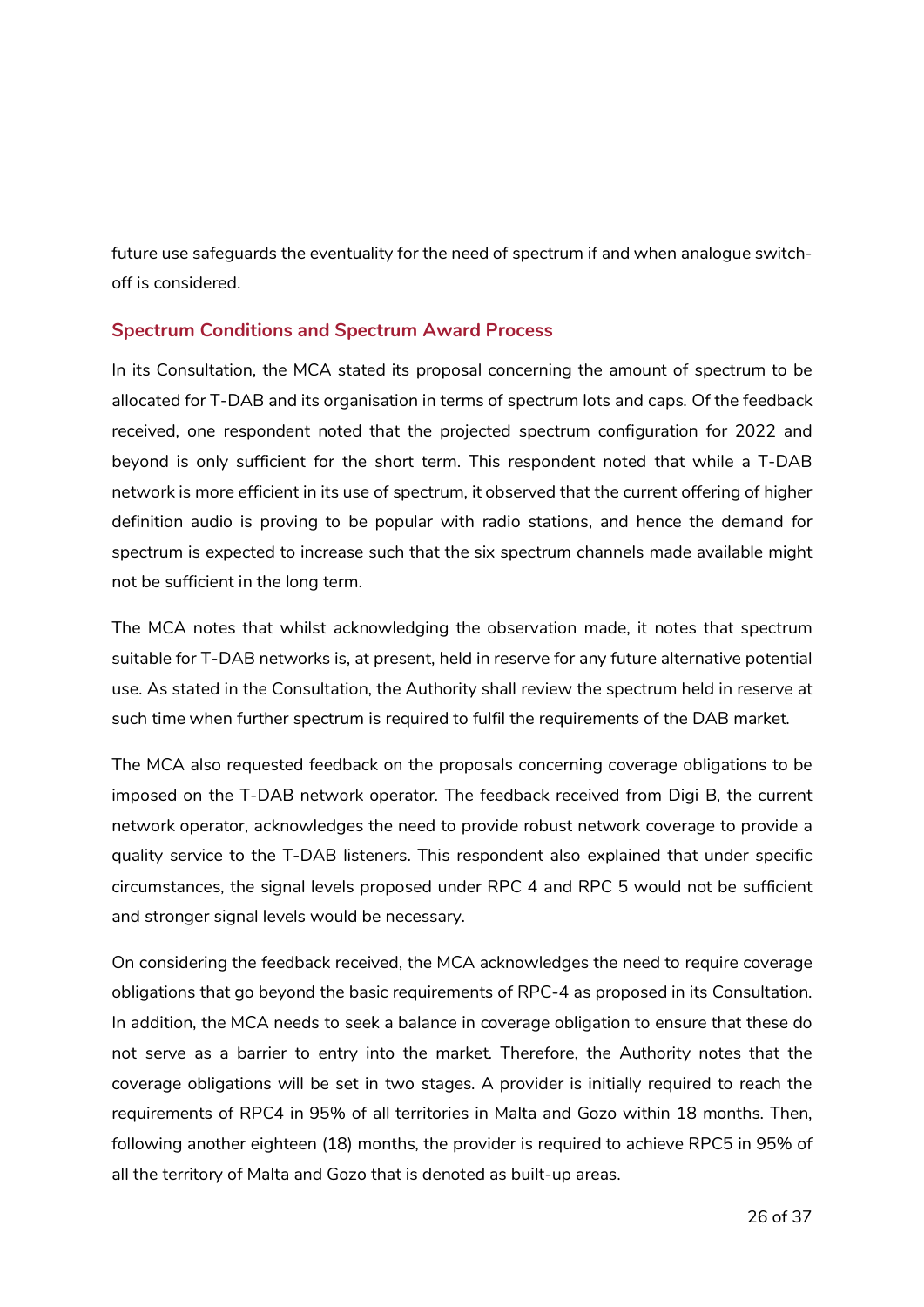future use safeguards the eventuality for the need of spectrum if and when analogue switch-off is considered.

### Spectrum Conditions and Spectrum Award Process

In its Consultation, the MCA stated its proposal concerning the amount of spectrum to be allocated for T-DAB and its organisation in terms of spectrum lots and caps. Of the feedback received, one respondent noted that the projected spectrum configuration for 2022 and beyond is only sufficient for the short term. This respondent noted that while a T-DAB network is more efficient in its use of spectrum, it observed that the current offering of higher definition audio is proving to be popular with radio stations, and hence the demand for spectrum is expected to increase such that the six spectrum channels made available might not be sufficient in the long term.

The MCA notes that whilst acknowledging the observation made, it notes that spectrum suitable for T-DAB networks is, at present, held in reserve for any future alternative potential use. As stated in the Consultation, the Authority shall review the spectrum held in reserve at such time when further spectrum is required to fulfil the requirements of the DAB market.

The MCA also requested feedback on the proposals concerning coverage obligations to be imposed on the T-DAB network operator. The feedback received from Digi B, the current network operator, acknowledges the need to provide robust network coverage to provide a quality service to the T-DAB listeners. This respondent also explained that under specific circumstances, the signal levels proposed under RPC 4 and RPC 5 would not be sufficient and stronger signal levels would be necessary.

On considering the feedback received, the MCA acknowledges the need to require coverage obligations that go beyond the basic requirements of RPC-4 as proposed in its Consultation. In addition, the MCA needs to seek a balance in coverage obligation to ensure that these do not serve as a barrier to entry into the market. Therefore, the Authority notes that the coverage obligations will be set in two stages. A provider is initially required to reach the requirements of RPC4 in 95% of all territories in Malta and Gozo within 18 months. Then, following another eighteen (18) months, the provider is required to achieve RPC5 in 95% of all the territory of Malta and Gozo that is denoted as built-up areas.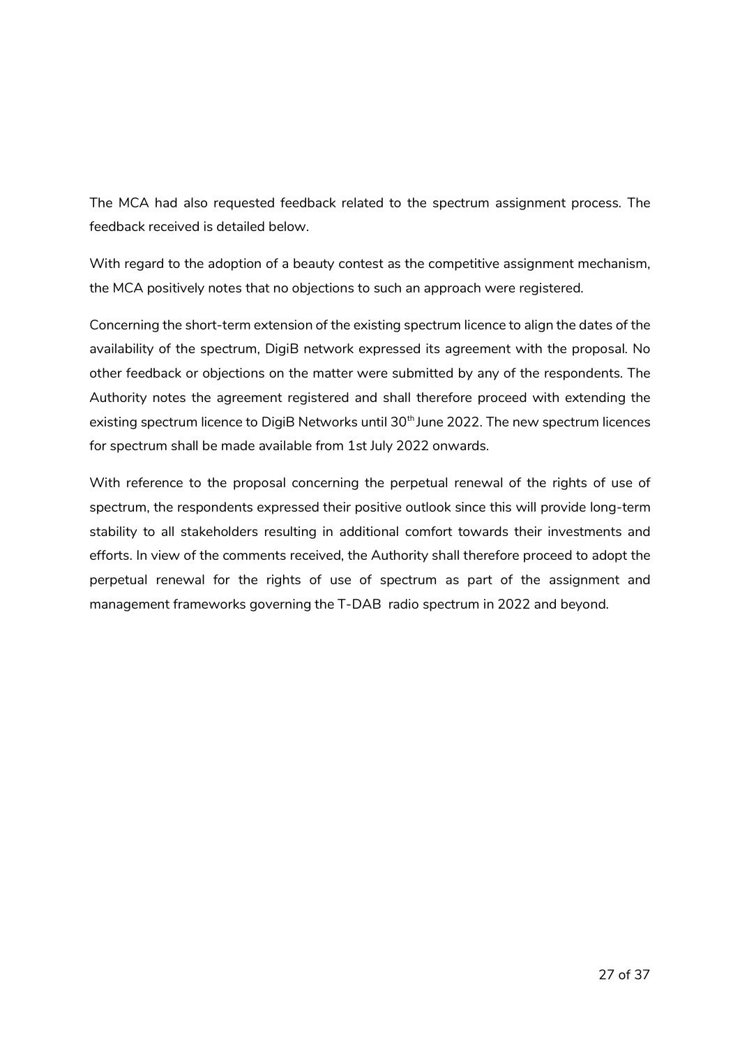The MCA had also requested feedback related to the spectrum assignment process. The feedback received is detailed below.

With regard to the adoption of a beauty contest as the competitive assignment mechanism, the MCA positively notes that no objections to such an approach were registered.

Concerning the short-term extension of the existing spectrum licence to align the dates of the availability of the spectrum, DigiB network expressed its agreement with the proposal. No other feedback or objections on the matter were submitted by any of the respondents. The Authority notes the agreement registered and shall therefore proceed with extending the existing spectrum licence to DigiB Networks until 30th June 2022. The new spectrum licences for spectrum shall be made available from 1st July 2022 onwards.

With reference to the proposal concerning the perpetual renewal of the rights of use of spectrum, the respondents expressed their positive outlook since this will provide long-term stability to all stakeholders resulting in additional comfort towards their investments and efforts. In view of the comments received, the Authority shall therefore proceed to adopt the perpetual renewal for the rights of use of spectrum as part of the assignment and management frameworks governing the T-DAB radio spectrum in 2022 and beyond.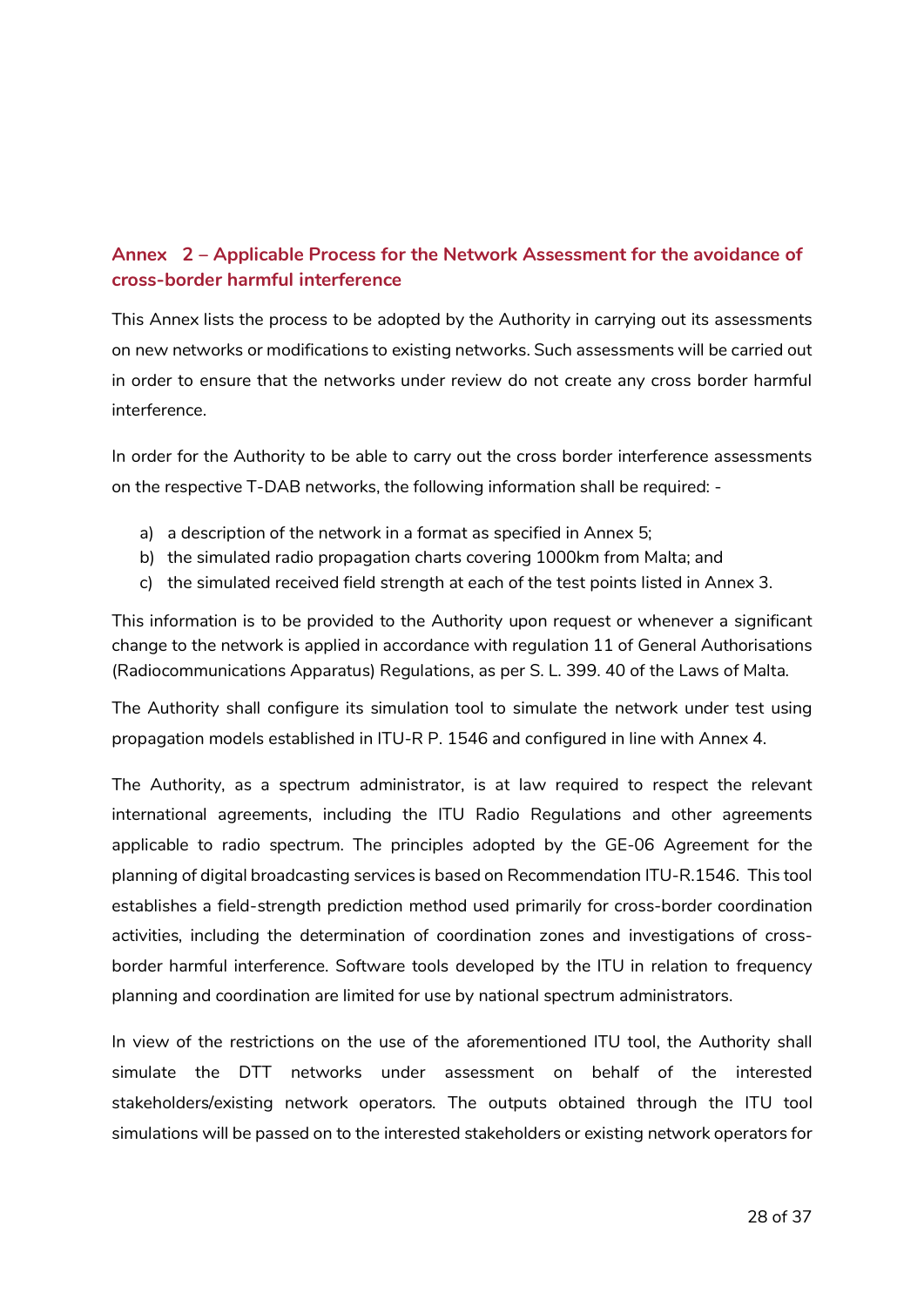## Annex 2 – Applicable Process for the Network Assessment for the avoidance of cross-border harmful interference

This Annex lists the process to be adopted by the Authority in carrying out its assessments on new networks or modifications to existing networks. Such assessments will be carried out in order to ensure that the networks under review do not create any cross border harmful interference.

In order for the Authority to be able to carry out the cross border interference assessments on the respective T-DAB networks, the following information shall be required: -

a) a description of the network in a format as specified in Annex 5;
b) the simulated radio propagation charts covering 1000km from Malta; and
c) the simulated received field strength at each of the test points listed in Annex 3.

This information is to be provided to the Authority upon request or whenever a significant change to the network is applied in accordance with regulation 11 of General Authorisations (Radiocommunications Apparatus) Regulations, as per S. L. 399. 40 of the Laws of Malta.

The Authority shall configure its simulation tool to simulate the network under test using propagation models established in ITU-R P. 1546 and configured in line with Annex 4.

The Authority, as a spectrum administrator, is at law required to respect the relevant international agreements, including the ITU Radio Regulations and other agreements applicable to radio spectrum. The principles adopted by the GE-06 Agreement for the planning of digital broadcasting services is based on Recommendation ITU-R.1546. This tool establishes a field-strength prediction method used primarily for cross-border coordination activities, including the determination of coordination zones and investigations of cross-border harmful interference. Software tools developed by the ITU in relation to frequency planning and coordination are limited for use by national spectrum administrators.

In view of the restrictions on the use of the aforementioned ITU tool, the Authority shall simulate the DTT networks under assessment on behalf of the interested stakeholders/existing network operators. The outputs obtained through the ITU tool simulations will be passed on to the interested stakeholders or existing network operators for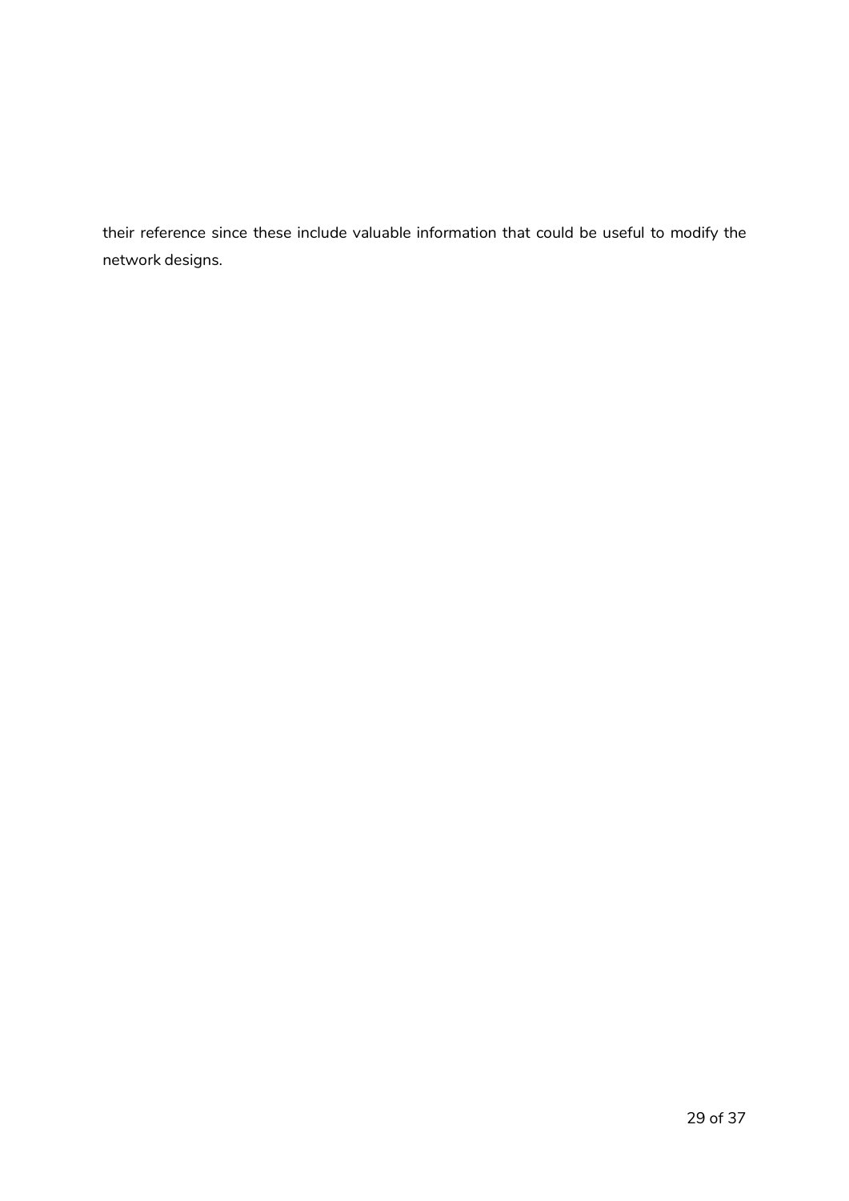their reference since these include valuable information that could be useful to modify the network designs.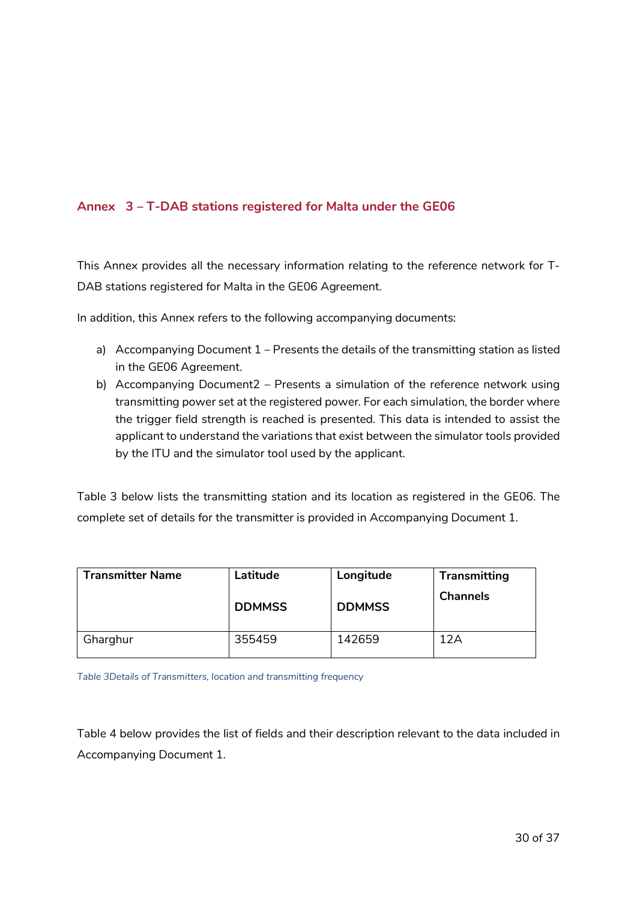## Annex 3 – T-DAB stations registered for Malta under the GE06

This Annex provides all the necessary information relating to the reference network for T-DAB stations registered for Malta in the GE06 Agreement.

In addition, this Annex refers to the following accompanying documents:

a) Accompanying Document 1 – Presents the details of the transmitting station as listed in the GE06 Agreement.
b) Accompanying Document2 – Presents a simulation of the reference network using transmitting power set at the registered power. For each simulation, the border where the trigger field strength is reached is presented. This data is intended to assist the applicant to understand the variations that exist between the simulator tools provided by the ITU and the simulator tool used by the applicant.

Table 3 below lists the transmitting station and its location as registered in the GE06. The complete set of details for the transmitter is provided in Accompanying Document 1.

| Transmitter Name | Latitude DDMMSS | Longitude DDMMSS | Transmitting Channels |
|---|---|---|---|
| Gharghur | 355459 | 142659 | 12A |

*Table 3Details of Transmitters, location and transmitting frequency*

Table 4 below provides the list of fields and their description relevant to the data included in Accompanying Document 1.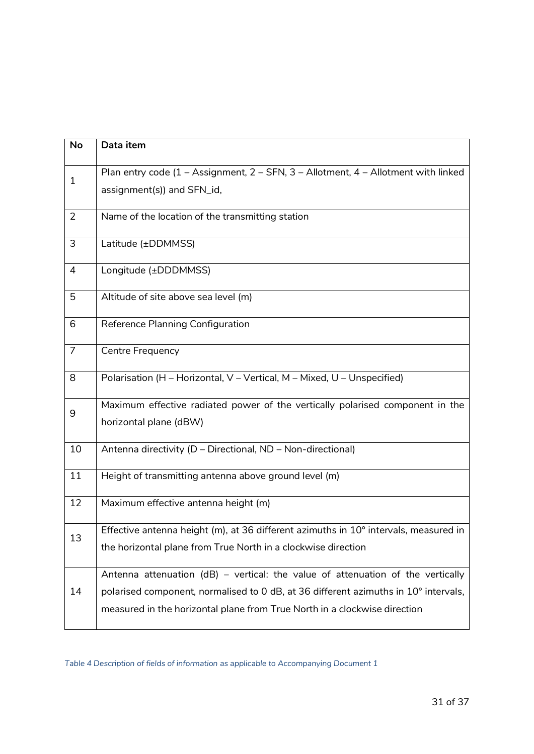| No | Data item |
|---|---|
| 1 | Plan entry code (1 – Assignment, 2 – SFN, 3 – Allotment, 4 – Allotment with linked assignment(s)) and SFN_id, |
| 2 | Name of the location of the transmitting station |
| 3 | Latitude (±DDMMSS) |
| 4 | Longitude (±DDDMMSS) |
| 5 | Altitude of site above sea level (m) |
| 6 | Reference Planning Configuration |
| 7 | Centre Frequency |
| 8 | Polarisation (H – Horizontal, V – Vertical, M – Mixed, U – Unspecified) |
| 9 | Maximum effective radiated power of the vertically polarised component in the horizontal plane (dBW) |
| 10 | Antenna directivity (D – Directional, ND – Non-directional) |
| 11 | Height of transmitting antenna above ground level (m) |
| 12 | Maximum effective antenna height (m) |
| 13 | Effective antenna height (m), at 36 different azimuths in 10° intervals, measured in the horizontal plane from True North in a clockwise direction |
| 14 | Antenna attenuation (dB) – vertical: the value of attenuation of the vertically polarised component, normalised to 0 dB, at 36 different azimuths in 10° intervals, measured in the horizontal plane from True North in a clockwise direction |

*Table 4 Description of fields of information as applicable to Accompanying Document 1*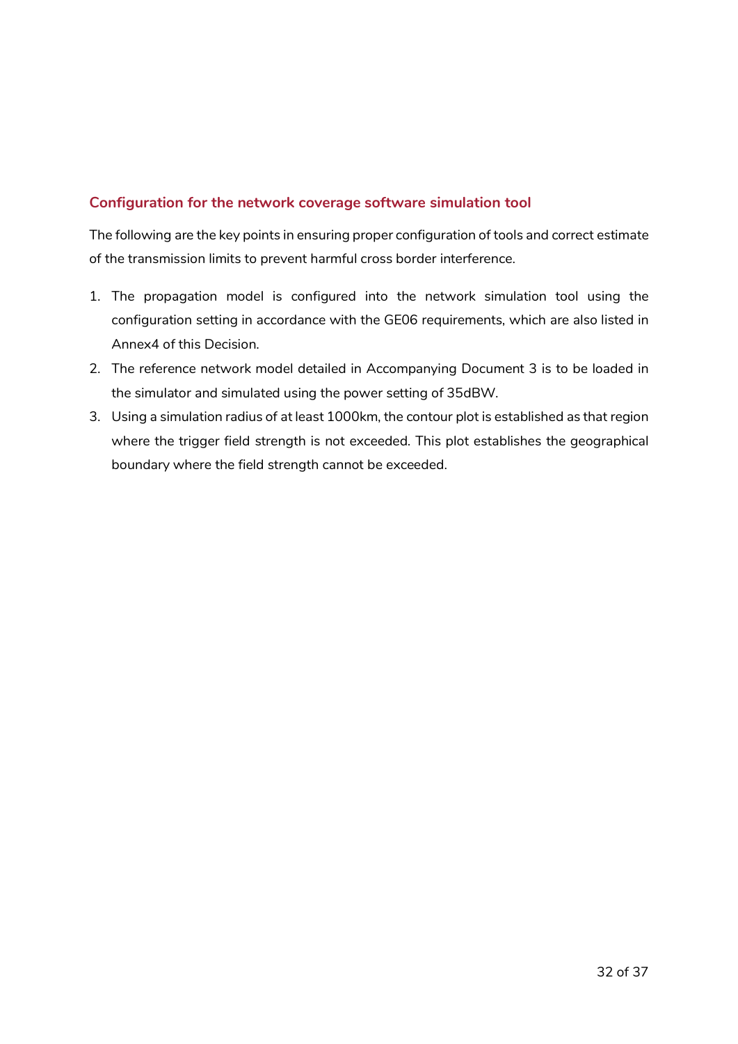## Configuration for the network coverage software simulation tool

The following are the key points in ensuring proper configuration of tools and correct estimate of the transmission limits to prevent harmful cross border interference.

1. The propagation model is configured into the network simulation tool using the configuration setting in accordance with the GE06 requirements, which are also listed in Annex4 of this Decision.
2. The reference network model detailed in Accompanying Document 3 is to be loaded in the simulator and simulated using the power setting of 35dBW.
3. Using a simulation radius of at least 1000km, the contour plot is established as that region where the trigger field strength is not exceeded. This plot establishes the geographical boundary where the field strength cannot be exceeded.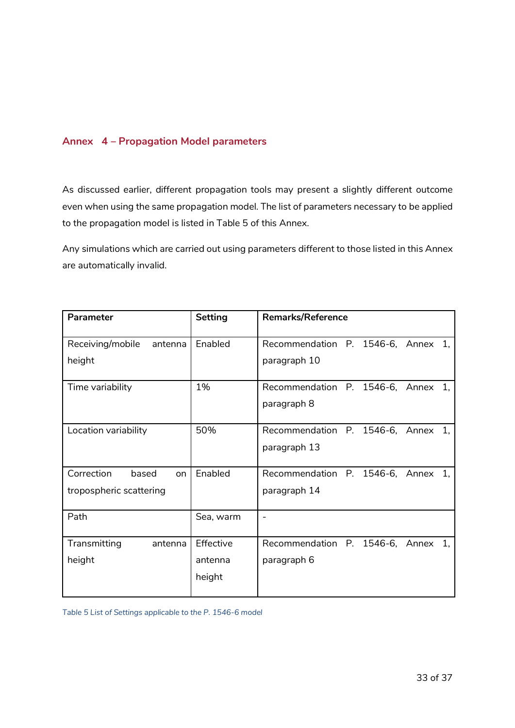## Annex 4 – Propagation Model parameters

As discussed earlier, different propagation tools may present a slightly different outcome even when using the same propagation model. The list of parameters necessary to be applied to the propagation model is listed in Table 5 of this Annex.

Any simulations which are carried out using parameters different to those listed in this Annex are automatically invalid.

| Parameter | Setting | Remarks/Reference |
|---|---|---|
| Receiving/mobile antenna height | Enabled | Recommendation P. 1546-6, Annex 1, paragraph 10 |
| Time variability | 1% | Recommendation P. 1546-6, Annex 1, paragraph 8 |
| Location variability | 50% | Recommendation P. 1546-6, Annex 1, paragraph 13 |
| Correction based on tropospheric scattering | Enabled | Recommendation P. 1546-6, Annex 1, paragraph 14 |
| Path | Sea, warm | - |
| Transmitting antenna height | Effective antenna height | Recommendation P. 1546-6, Annex 1, paragraph 6 |

*Table 5 List of Settings applicable to the P. 1546-6 model*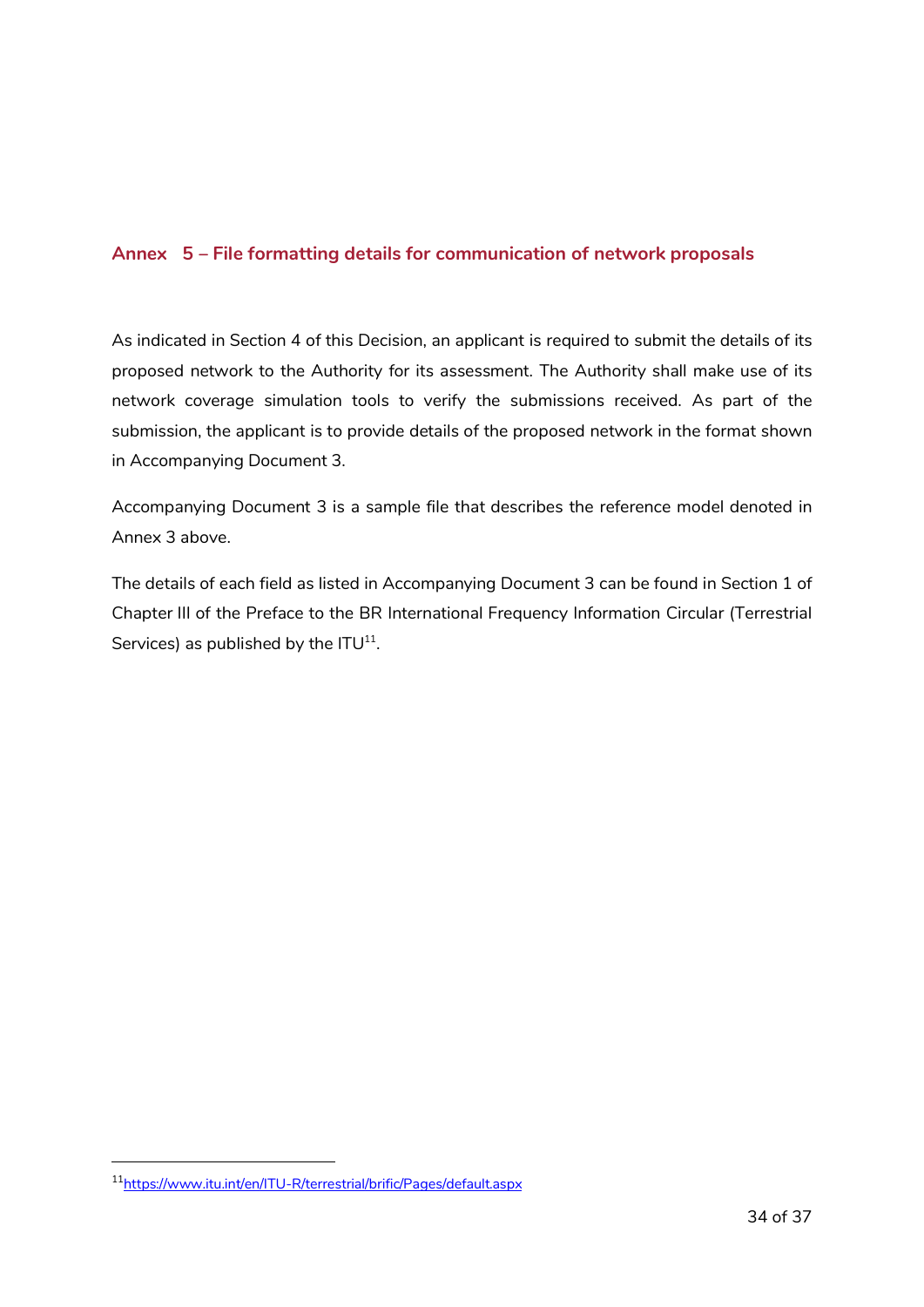## Annex 5 – File formatting details for communication of network proposals

As indicated in Section 4 of this Decision, an applicant is required to submit the details of its proposed network to the Authority for its assessment. The Authority shall make use of its network coverage simulation tools to verify the submissions received. As part of the submission, the applicant is to provide details of the proposed network in the format shown in Accompanying Document 3.

Accompanying Document 3 is a sample file that describes the reference model denoted in Annex 3 above.

The details of each field as listed in Accompanying Document 3 can be found in Section 1 of Chapter III of the Preface to the BR International Frequency Information Circular (Terrestrial Services) as published by the ITU[11].

[11] https://www.itu.int/en/ITU-R/terrestrial/brific/Pages/default.aspx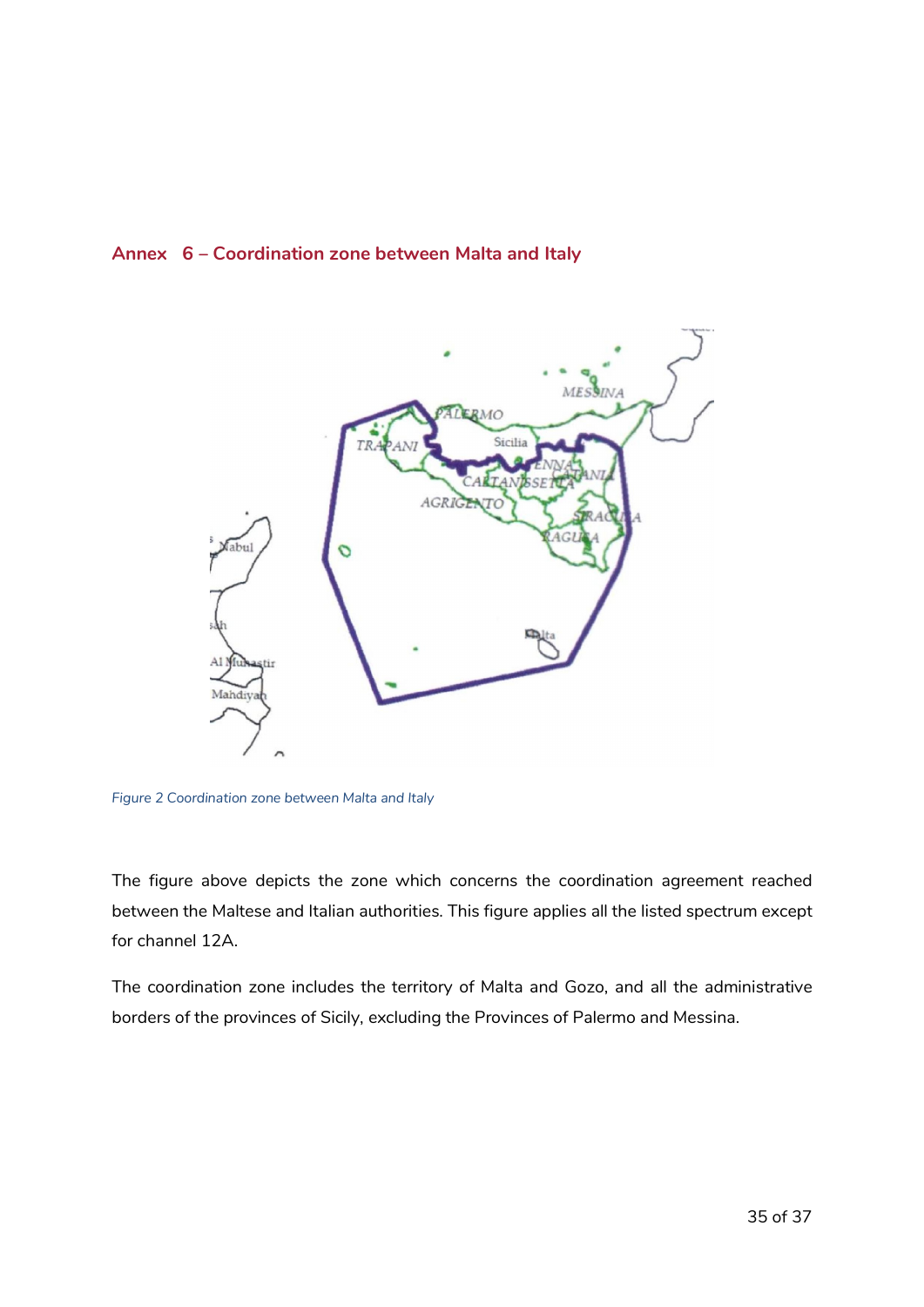## Annex 6 – Coordination zone between Malta and Italy

*Figure 2 Coordination zone between Malta and Italy*

The figure above depicts the zone which concerns the coordination agreement reached between the Maltese and Italian authorities. This figure applies all the listed spectrum except for channel 12A.

The coordination zone includes the territory of Malta and Gozo, and all the administrative borders of the provinces of Sicily, excluding the Provinces of Palermo and Messina.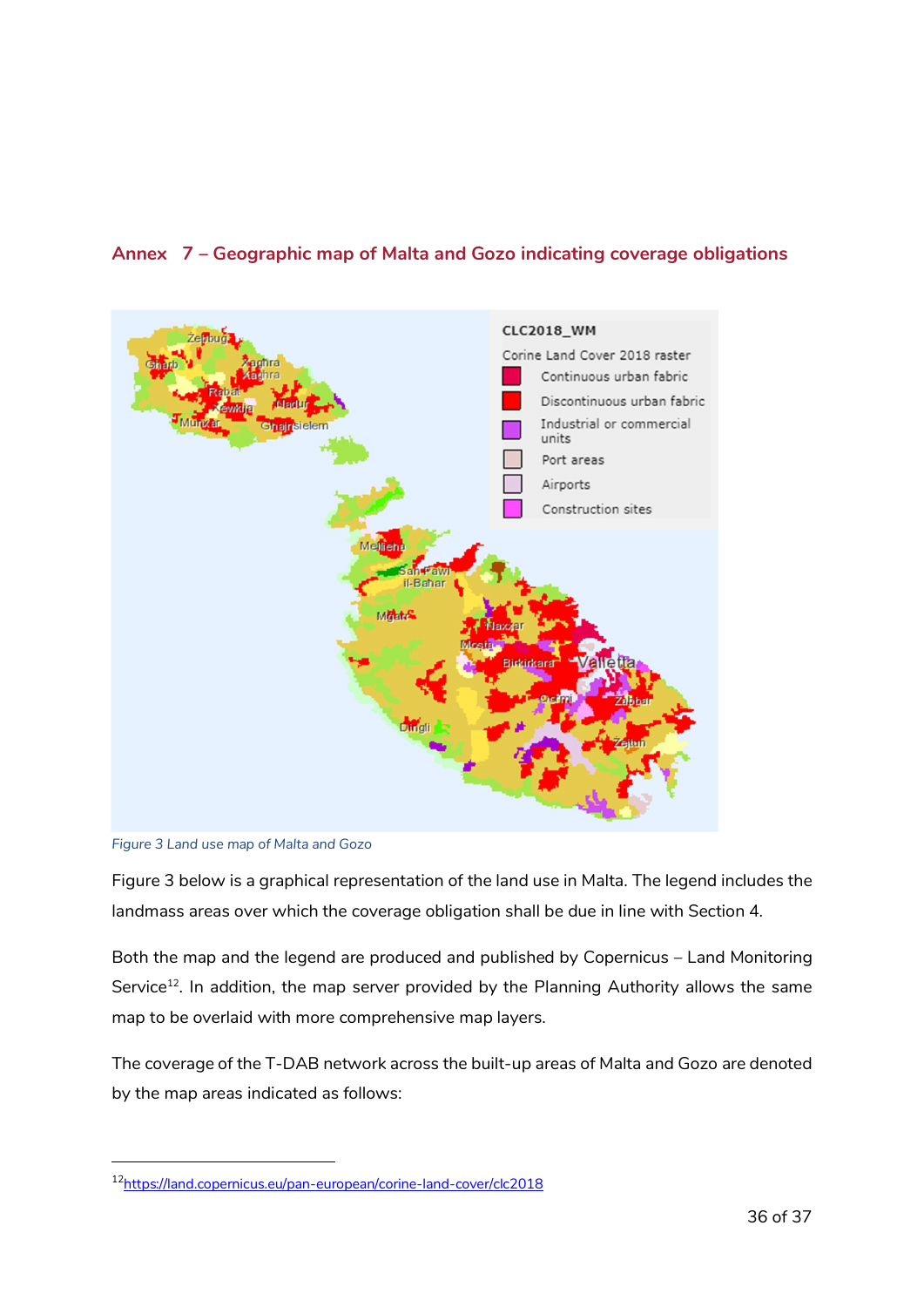## Annex 7 – Geographic map of Malta and Gozo indicating coverage obligations

*Figure 3 Land use map of Malta and Gozo*

Figure 3 below is a graphical representation of the land use in Malta. The legend includes the landmass areas over which the coverage obligation shall be due in line with Section 4.

Both the map and the legend are produced and published by Copernicus – Land Monitoring Service[12]. In addition, the map server provided by the Planning Authority allows the same map to be overlaid with more comprehensive map layers.

The coverage of the T-DAB network across the built-up areas of Malta and Gozo are denoted by the map areas indicated as follows:

[12] https://land.copernicus.eu/pan-european/corine-land-cover/clc2018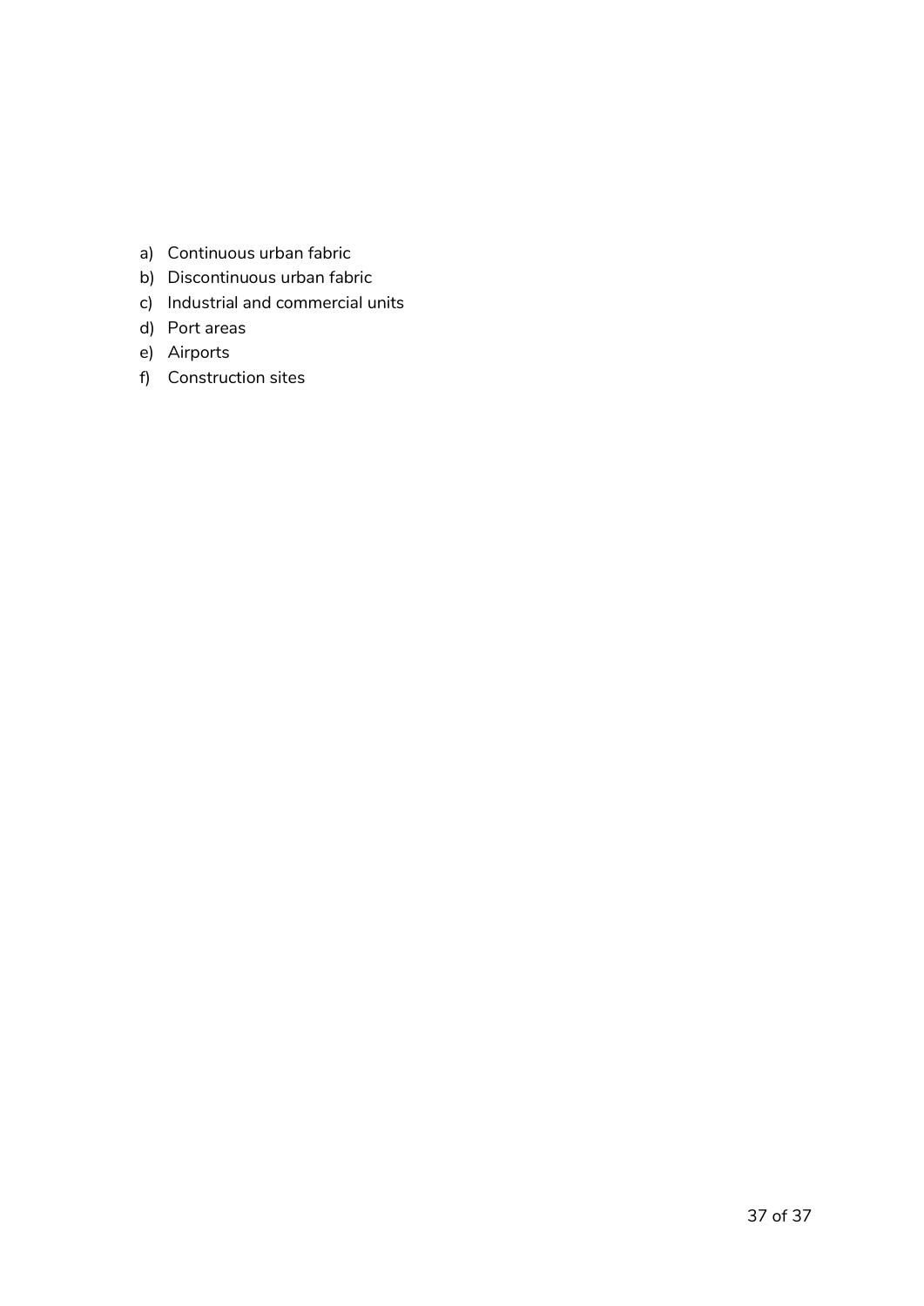a) Continuous urban fabric
b) Discontinuous urban fabric
c) Industrial and commercial units
d) Port areas
e) Airports
f) Construction sites